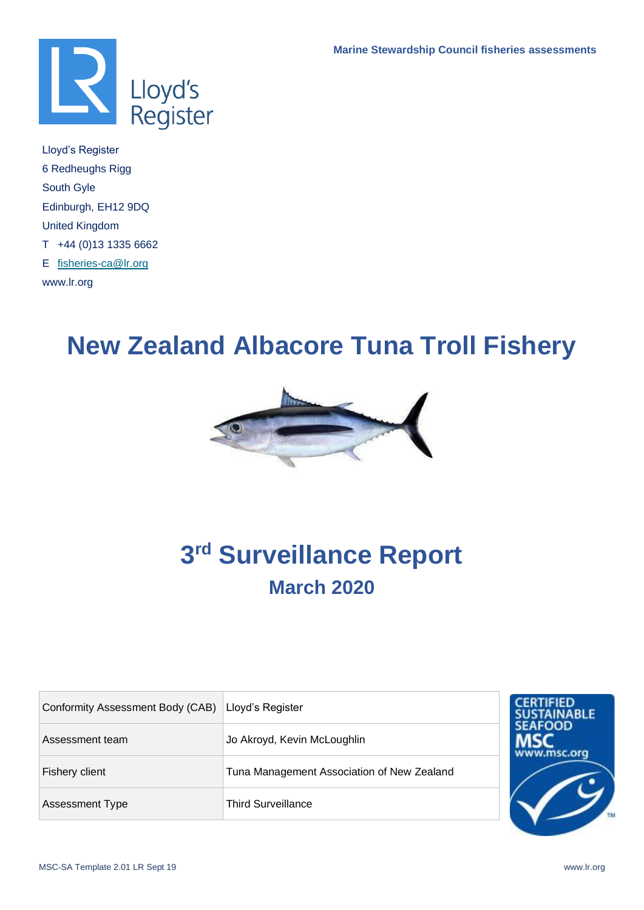Marine Stewardship Council fisheries assessments

Lloyd's Register
6 Redheughs Rigg
South Gyle
Edinburgh, EH12 9DQ
United Kingdom
T +44 (0)13 1335 6662
E fisheries-ca@lr.org
www.lr.org

# New Zealand Albacore Tuna Troll Fishery

# 3rd Surveillance Report

## March 2020

| Conformity Assessment Body (CAB) | Lloyd's Register |
|---|---|
| Assessment team | Jo Akroyd, Kevin McLoughlin |
| Fishery client | Tuna Management Association of New Zealand |
| Assessment Type | Third Surveillance |

MSC-SA Template 2.01 LR Sept 19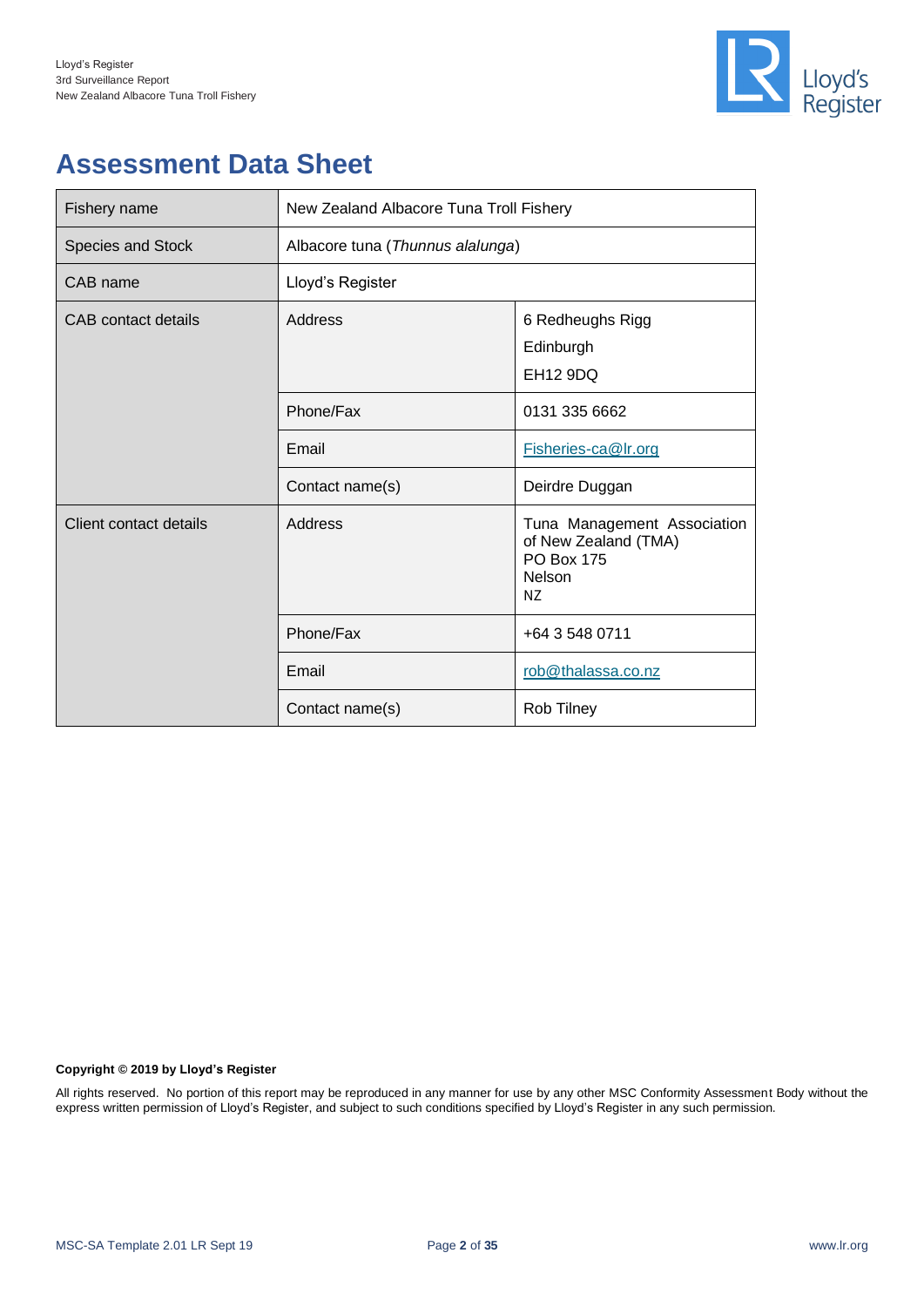# Assessment Data Sheet

| Fishery name | New Zealand Albacore Tuna Troll Fishery | |
|---|---|---|
| Species and Stock | Albacore tuna (*Thunnus alalunga*) | |
| CAB name | Lloyd's Register | |
| CAB contact details | Address | 6 Redheughs Rigg<br>Edinburgh<br>EH12 9DQ |
| | Phone/Fax | 0131 335 6662 |
| | Email | Fisheries-ca@lr.org |
| | Contact name(s) | Deirdre Duggan |
| Client contact details | Address | Tuna Management Association of New Zealand (TMA)<br>PO Box 175<br>Nelson<br>NZ |
| | Phone/Fax | +64 3 548 0711 |
| | Email | rob@thalassa.co.nz |
| | Contact name(s) | Rob Tilney |

**Copyright © 2019 by Lloyd's Register**

All rights reserved. No portion of this report may be reproduced in any manner for use by any other MSC Conformity Assessment Body without the express written permission of Lloyd's Register, and subject to such conditions specified by Lloyd's Register in any such permission.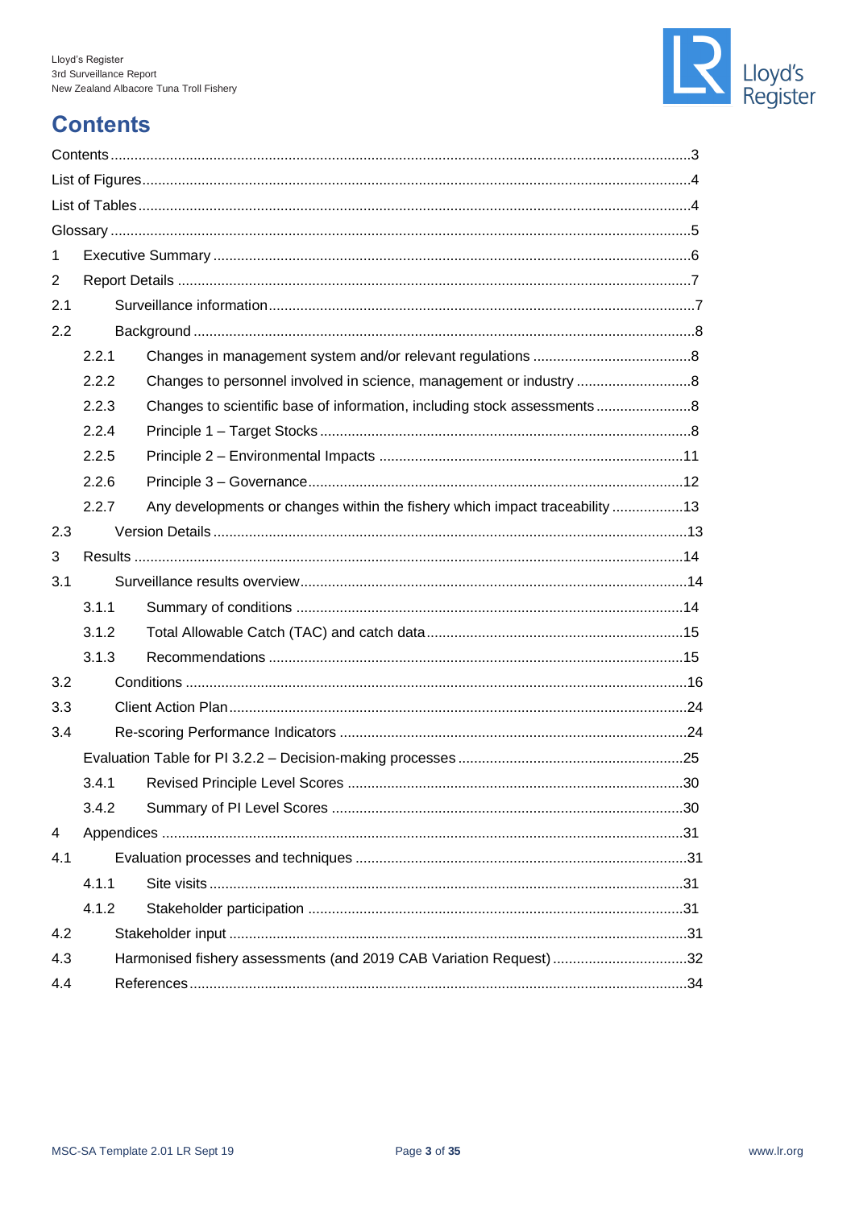# Contents

Contents ........ 3
List of Figures ........ 4
List of Tables ........ 4
Glossary ........ 5
1 Executive Summary ........ 6
2 Report Details ........ 7
2.1 Surveillance information ........ 7
2.2 Background ........ 8
- 2.2.1 Changes in management system and/or relevant regulations ........ 8
- 2.2.2 Changes to personnel involved in science, management or industry ........ 8
- 2.2.3 Changes to scientific base of information, including stock assessments ........ 8
- 2.2.4 Principle 1 – Target Stocks ........ 8
- 2.2.5 Principle 2 – Environmental Impacts ........ 11
- 2.2.6 Principle 3 – Governance ........ 12
- 2.2.7 Any developments or changes within the fishery which impact traceability ........ 13

2.3 Version Details ........ 13
3 Results ........ 14
3.1 Surveillance results overview ........ 14
- 3.1.1 Summary of conditions ........ 14
- 3.1.2 Total Allowable Catch (TAC) and catch data ........ 15
- 3.1.3 Recommendations ........ 15

3.2 Conditions ........ 16
3.3 Client Action Plan ........ 24
3.4 Re-scoring Performance Indicators ........ 24
- Evaluation Table for PI 3.2.2 – Decision-making processes ........ 25
- 3.4.1 Revised Principle Level Scores ........ 30
- 3.4.2 Summary of PI Level Scores ........ 30

4 Appendices ........ 31
4.1 Evaluation processes and techniques ........ 31
- 4.1.1 Site visits ........ 31
- 4.1.2 Stakeholder participation ........ 31

4.2 Stakeholder input ........ 31
4.3 Harmonised fishery assessments (and 2019 CAB Variation Request) ........ 32
4.4 References ........ 34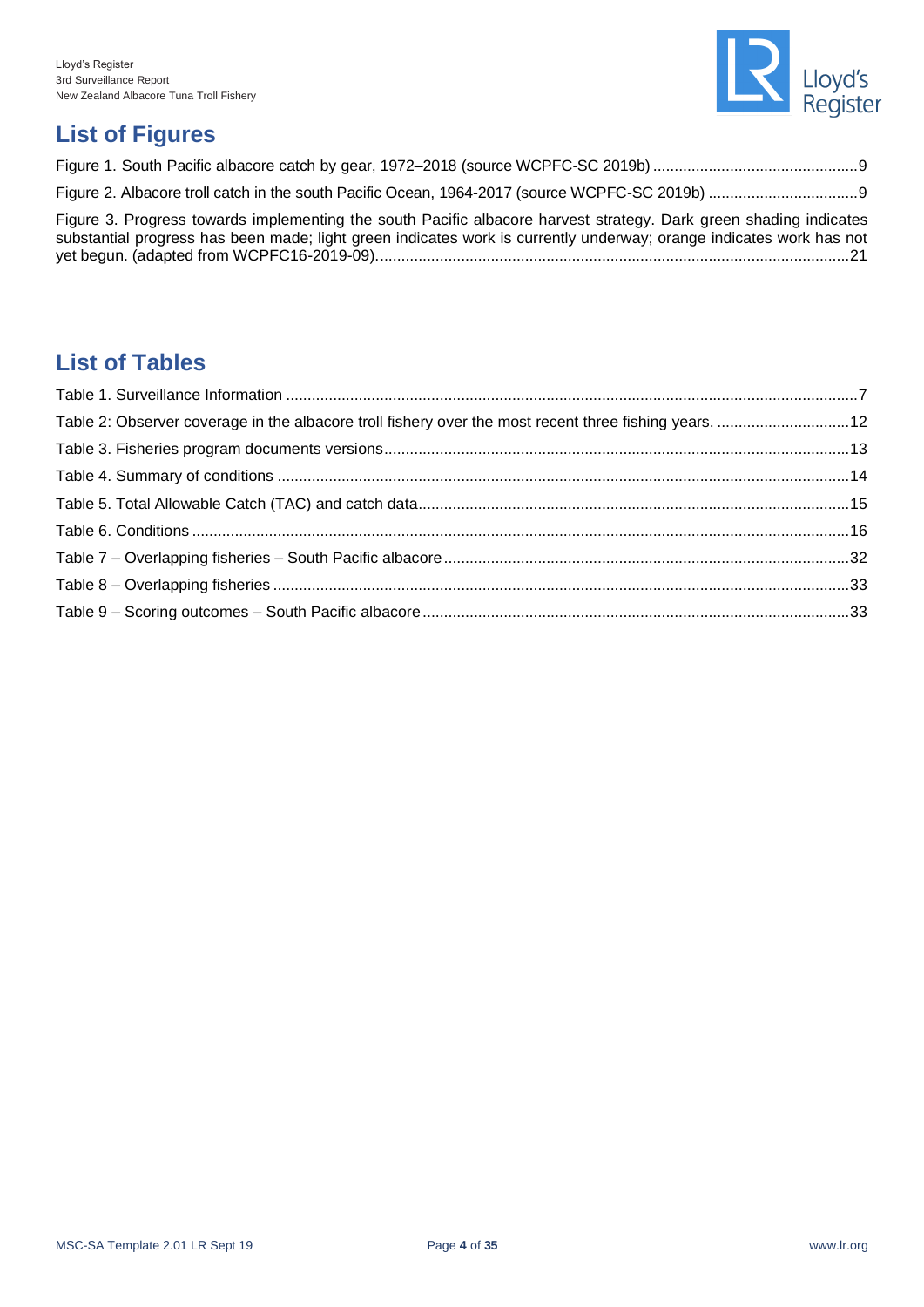## List of Figures

Figure 1. South Pacific albacore catch by gear, 1972–2018 (source WCPFC-SC 2019b) ....9

Figure 2. Albacore troll catch in the south Pacific Ocean, 1964-2017 (source WCPFC-SC 2019b) ....9

Figure 3. Progress towards implementing the south Pacific albacore harvest strategy. Dark green shading indicates substantial progress has been made; light green indicates work is currently underway; orange indicates work has not yet begun. (adapted from WCPFC16-2019-09)....21

## List of Tables

Table 1. Surveillance Information ....7

Table 2: Observer coverage in the albacore troll fishery over the most recent three fishing years. ....12

Table 3. Fisheries program documents versions....13

Table 4. Summary of conditions ....14

Table 5. Total Allowable Catch (TAC) and catch data....15

Table 6. Conditions ....16

Table 7 – Overlapping fisheries – South Pacific albacore....32

Table 8 – Overlapping fisheries ....33

Table 9 – Scoring outcomes – South Pacific albacore....33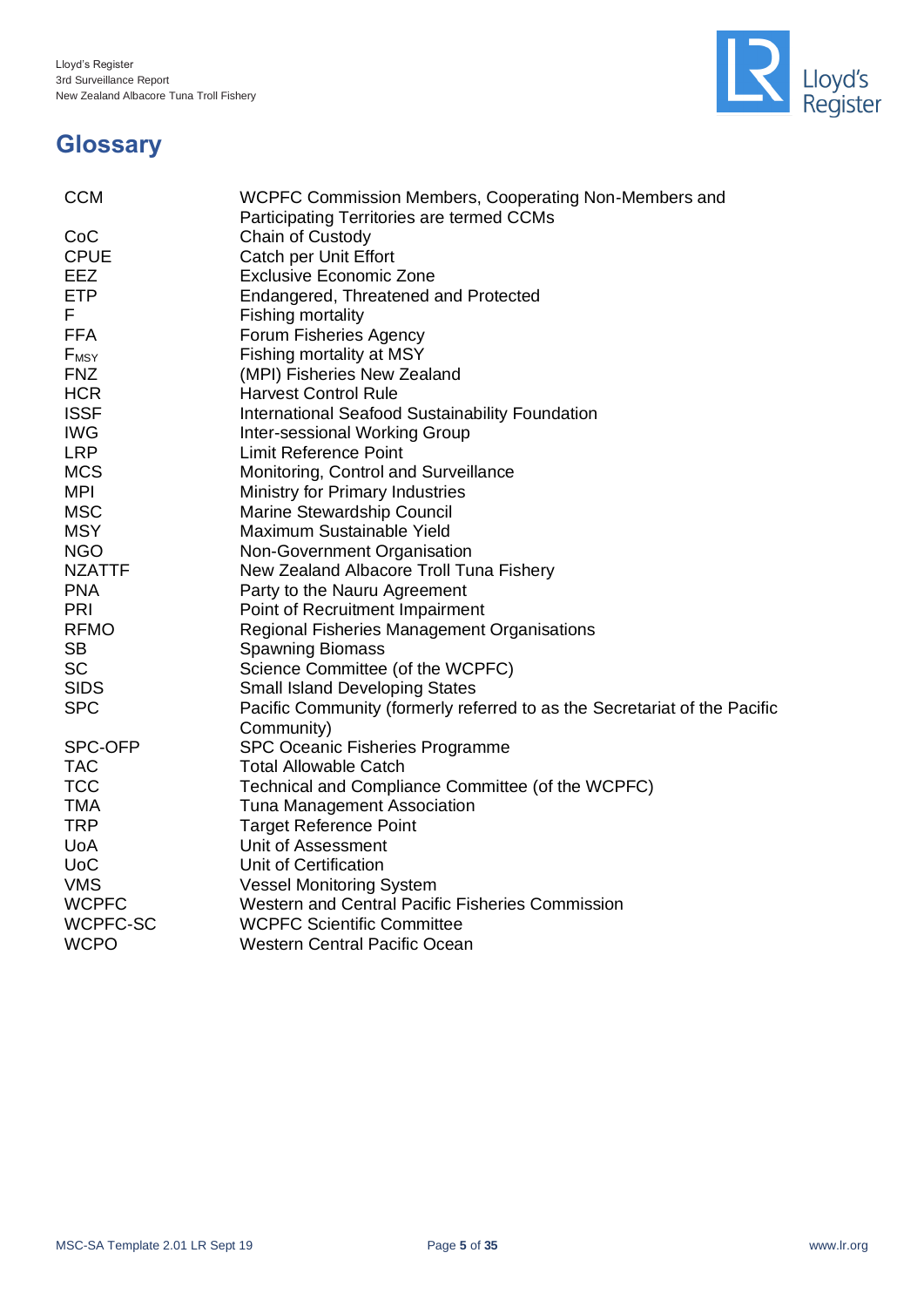# Glossary

| | |
|---|---|
| CCM | WCPFC Commission Members, Cooperating Non-Members and Participating Territories are termed CCMs |
| CoC | Chain of Custody |
| CPUE | Catch per Unit Effort |
| EEZ | Exclusive Economic Zone |
| ETP | Endangered, Threatened and Protected |
| F | Fishing mortality |
| FFA | Forum Fisheries Agency |
| $F_{MSY}$ | Fishing mortality at MSY |
| FNZ | (MPI) Fisheries New Zealand |
| HCR | Harvest Control Rule |
| ISSF | International Seafood Sustainability Foundation |
| IWG | Inter-sessional Working Group |
| LRP | Limit Reference Point |
| MCS | Monitoring, Control and Surveillance |
| MPI | Ministry for Primary Industries |
| MSC | Marine Stewardship Council |
| MSY | Maximum Sustainable Yield |
| NGO | Non-Government Organisation |
| NZATTF | New Zealand Albacore Troll Tuna Fishery |
| PNA | Party to the Nauru Agreement |
| PRI | Point of Recruitment Impairment |
| RFMO | Regional Fisheries Management Organisations |
| SB | Spawning Biomass |
| SC | Science Committee (of the WCPFC) |
| SIDS | Small Island Developing States |
| SPC | Pacific Community (formerly referred to as the Secretariat of the Pacific Community) |
| SPC-OFP | SPC Oceanic Fisheries Programme |
| TAC | Total Allowable Catch |
| TCC | Technical and Compliance Committee (of the WCPFC) |
| TMA | Tuna Management Association |
| TRP | Target Reference Point |
| UoA | Unit of Assessment |
| UoC | Unit of Certification |
| VMS | Vessel Monitoring System |
| WCPFC | Western and Central Pacific Fisheries Commission |
| WCPFC-SC | WCPFC Scientific Committee |
| WCPO | Western Central Pacific Ocean |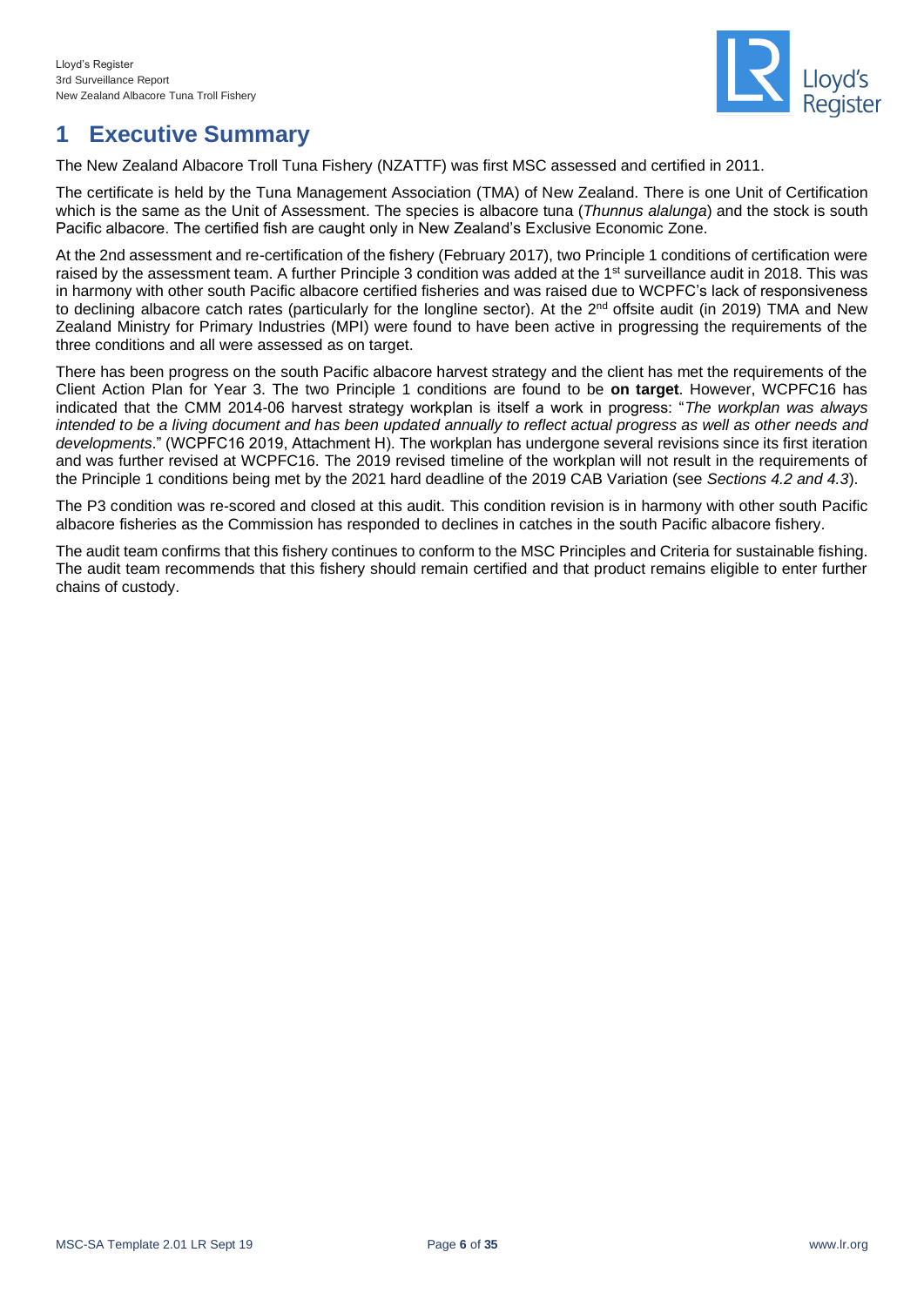# 1 Executive Summary

The New Zealand Albacore Troll Tuna Fishery (NZATTF) was first MSC assessed and certified in 2011.

The certificate is held by the Tuna Management Association (TMA) of New Zealand. There is one Unit of Certification which is the same as the Unit of Assessment. The species is albacore tuna (*Thunnus alalunga*) and the stock is south Pacific albacore. The certified fish are caught only in New Zealand's Exclusive Economic Zone.

At the 2nd assessment and re-certification of the fishery (February 2017), two Principle 1 conditions of certification were raised by the assessment team. A further Principle 3 condition was added at the 1st surveillance audit in 2018. This was in harmony with other south Pacific albacore certified fisheries and was raised due to WCPFC's lack of responsiveness to declining albacore catch rates (particularly for the longline sector). At the 2nd offsite audit (in 2019) TMA and New Zealand Ministry for Primary Industries (MPI) were found to have been active in progressing the requirements of the three conditions and all were assessed as on target.

There has been progress on the south Pacific albacore harvest strategy and the client has met the requirements of the Client Action Plan for Year 3. The two Principle 1 conditions are found to be **on target**. However, WCPFC16 has indicated that the CMM 2014-06 harvest strategy workplan is itself a work in progress: "*The workplan was always intended to be a living document and has been updated annually to reflect actual progress as well as other needs and developments*." (WCPFC16 2019, Attachment H). The workplan has undergone several revisions since its first iteration and was further revised at WCPFC16. The 2019 revised timeline of the workplan will not result in the requirements of the Principle 1 conditions being met by the 2021 hard deadline of the 2019 CAB Variation (see *Sections 4.2 and 4.3*).

The P3 condition was re-scored and closed at this audit. This condition revision is in harmony with other south Pacific albacore fisheries as the Commission has responded to declines in catches in the south Pacific albacore fishery.

The audit team confirms that this fishery continues to conform to the MSC Principles and Criteria for sustainable fishing. The audit team recommends that this fishery should remain certified and that product remains eligible to enter further chains of custody.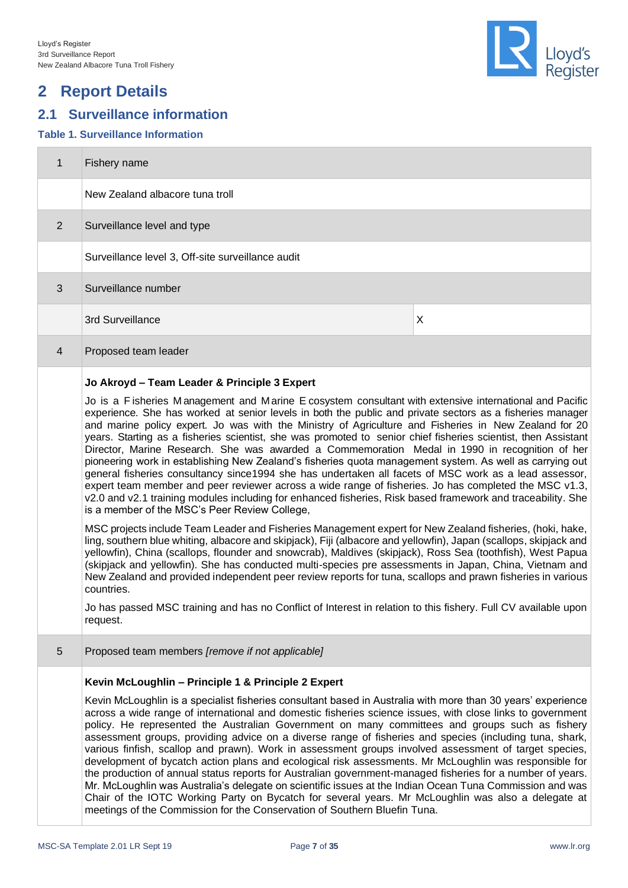# 2 Report Details

## 2.1 Surveillance information

### Table 1. Surveillance Information

| | | |
|---|---|---|
| 1 | Fishery name | |
| | New Zealand albacore tuna troll | |
| 2 | Surveillance level and type | |
| | Surveillance level 3, Off-site surveillance audit | |
| 3 | Surveillance number | |
| | 3rd Surveillance | X |
| 4 | Proposed team leader | |
| | **Jo Akroyd – Team Leader & Principle 3 Expert**<br><br>Jo is a Fisheries Management and Marine Ecosystem consultant with extensive international and Pacific experience. She has worked at senior levels in both the public and private sectors as a fisheries manager and marine policy expert. Jo was with the Ministry of Agriculture and Fisheries in New Zealand for 20 years. Starting as a fisheries scientist, she was promoted to senior chief fisheries scientist, then Assistant Director, Marine Research. She was awarded a Commemoration Medal in 1990 in recognition of her pioneering work in establishing New Zealand's fisheries quota management system. As well as carrying out general fisheries consultancy since1994 she has undertaken all facets of MSC work as a lead assessor, expert team member and peer reviewer across a wide range of fisheries. Jo has completed the MSC v1.3, v2.0 and v2.1 training modules including for enhanced fisheries, Risk based framework and traceability. She is a member of the MSC's Peer Review College,<br><br>MSC projects include Team Leader and Fisheries Management expert for New Zealand fisheries, (hoki, hake, ling, southern blue whiting, albacore and skipjack), Fiji (albacore and yellowfin), Japan (scallops, skipjack and yellowfin), China (scallops, flounder and snowcrab), Maldives (skipjack), Ross Sea (toothfish), West Papua (skipjack and yellowfin). She has conducted multi-species pre assessments in Japan, China, Vietnam and New Zealand and provided independent peer review reports for tuna, scallops and prawn fisheries in various countries.<br><br>Jo has passed MSC training and has no Conflict of Interest in relation to this fishery. Full CV available upon request. | |
| 5 | Proposed team members *[remove if not applicable]* | |
| | **Kevin McLoughlin – Principle 1 & Principle 2 Expert**<br><br>Kevin McLoughlin is a specialist fisheries consultant based in Australia with more than 30 years' experience across a wide range of international and domestic fisheries science issues, with close links to government policy. He represented the Australian Government on many committees and groups such as fishery assessment groups, providing advice on a diverse range of fisheries and species (including tuna, shark, various finfish, scallop and prawn). Work in assessment groups involved assessment of target species, development of bycatch action plans and ecological risk assessments. Mr McLoughlin was responsible for the production of annual status reports for Australian government-managed fisheries for a number of years. Mr. McLoughlin was Australia's delegate on scientific issues at the Indian Ocean Tuna Commission and was Chair of the IOTC Working Party on Bycatch for several years. Mr McLoughlin was also a delegate at meetings of the Commission for the Conservation of Southern Bluefin Tuna. | |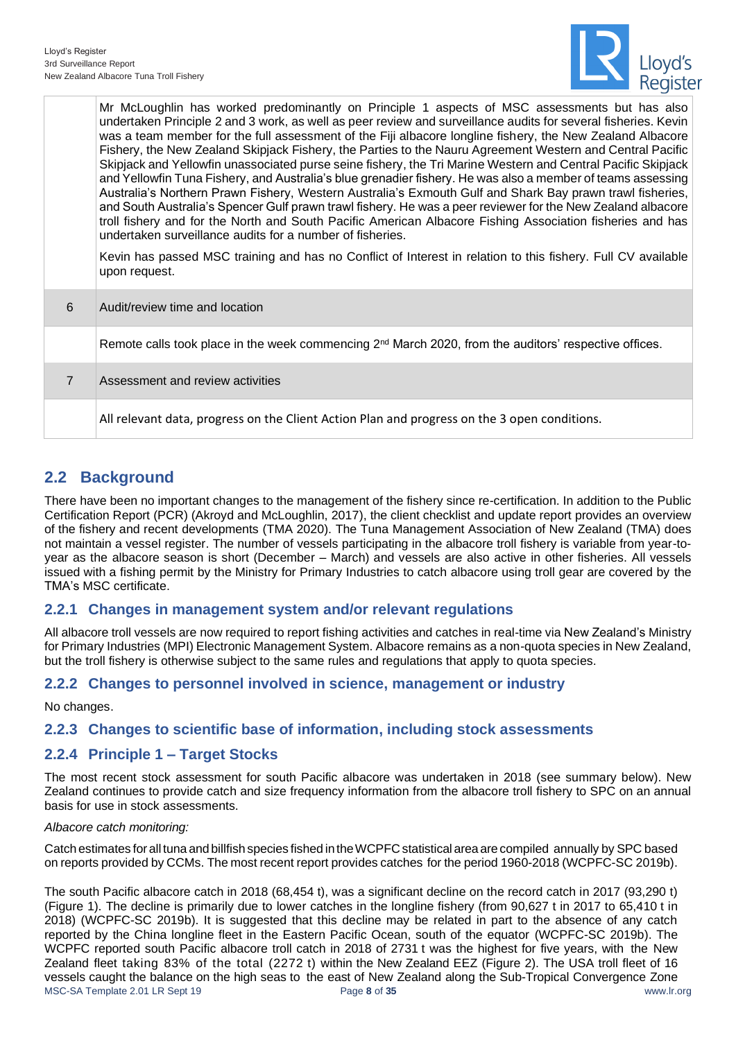| | |
|---|---|
| | Mr McLoughlin has worked predominantly on Principle 1 aspects of MSC assessments but has also undertaken Principle 2 and 3 work, as well as peer review and surveillance audits for several fisheries. Kevin was a team member for the full assessment of the Fiji albacore longline fishery, the New Zealand Albacore Fishery, the New Zealand Skipjack Fishery, the Parties to the Nauru Agreement Western and Central Pacific Skipjack and Yellowfin unassociated purse seine fishery, the Tri Marine Western and Central Pacific Skipjack and Yellowfin Tuna Fishery, and Australia's blue grenadier fishery. He was also a member of teams assessing Australia's Northern Prawn Fishery, Western Australia's Exmouth Gulf and Shark Bay prawn trawl fisheries, and South Australia's Spencer Gulf prawn trawl fishery. He was a peer reviewer for the New Zealand albacore troll fishery and for the North and South Pacific American Albacore Fishing Association fisheries and has undertaken surveillance audits for a number of fisheries. Kevin has passed MSC training and has no Conflict of Interest in relation to this fishery. Full CV available upon request. |
| 6 | Audit/review time and location |
| | Remote calls took place in the week commencing 2nd March 2020, from the auditors' respective offices. |
| 7 | Assessment and review activities |
| | All relevant data, progress on the Client Action Plan and progress on the 3 open conditions. |

## 2.2 Background

There have been no important changes to the management of the fishery since re-certification. In addition to the Public Certification Report (PCR) (Akroyd and McLoughlin, 2017), the client checklist and update report provides an overview of the fishery and recent developments (TMA 2020). The Tuna Management Association of New Zealand (TMA) does not maintain a vessel register. The number of vessels participating in the albacore troll fishery is variable from year-to-year as the albacore season is short (December – March) and vessels are also active in other fisheries. All vessels issued with a fishing permit by the Ministry for Primary Industries to catch albacore using troll gear are covered by the TMA's MSC certificate.

### 2.2.1 Changes in management system and/or relevant regulations

All albacore troll vessels are now required to report fishing activities and catches in real-time via New Zealand's Ministry for Primary Industries (MPI) Electronic Management System. Albacore remains as a non-quota species in New Zealand, but the troll fishery is otherwise subject to the same rules and regulations that apply to quota species.

### 2.2.2 Changes to personnel involved in science, management or industry

No changes.

### 2.2.3 Changes to scientific base of information, including stock assessments

### 2.2.4 Principle 1 – Target Stocks

The most recent stock assessment for south Pacific albacore was undertaken in 2018 (see summary below). New Zealand continues to provide catch and size frequency information from the albacore troll fishery to SPC on an annual basis for use in stock assessments.

*Albacore catch monitoring:*

Catch estimates for all tuna and billfish species fished in the WCPFC statistical area are compiled annually by SPC based on reports provided by CCMs. The most recent report provides catches for the period 1960-2018 (WCPFC-SC 2019b).

The south Pacific albacore catch in 2018 (68,454 t), was a significant decline on the record catch in 2017 (93,290 t) (Figure 1). The decline is primarily due to lower catches in the longline fishery (from 90,627 t in 2017 to 65,410 t in 2018) (WCPFC-SC 2019b). It is suggested that this decline may be related in part to the absence of any catch reported by the China longline fleet in the Eastern Pacific Ocean, south of the equator (WCPFC-SC 2019b). The WCPFC reported south Pacific albacore troll catch in 2018 of 2731 t was the highest for five years, with the New Zealand fleet taking 83% of the total (2272 t) within the New Zealand EEZ (Figure 2). The USA troll fleet of 16 vessels caught the balance on the high seas to the east of New Zealand along the Sub-Tropical Convergence Zone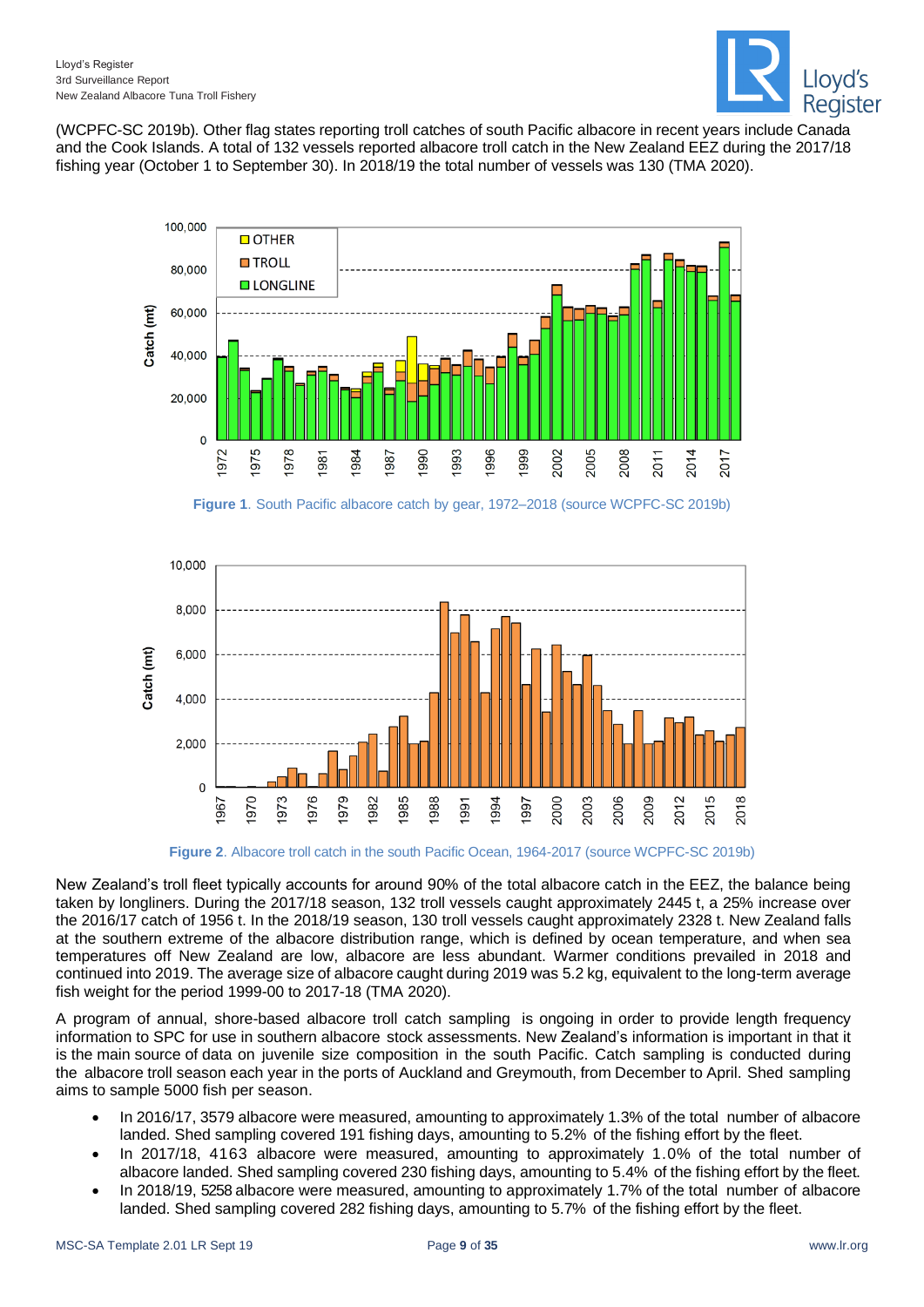(WCPFC-SC 2019b). Other flag states reporting troll catches of south Pacific albacore in recent years include Canada and the Cook Islands. A total of 132 vessels reported albacore troll catch in the New Zealand EEZ during the 2017/18 fishing year (October 1 to September 30). In 2018/19 the total number of vessels was 130 (TMA 2020).

**Figure 1**. South Pacific albacore catch by gear, 1972–2018 (source WCPFC-SC 2019b)

**Figure 2**. Albacore troll catch in the south Pacific Ocean, 1964-2017 (source WCPFC-SC 2019b)

New Zealand's troll fleet typically accounts for around 90% of the total albacore catch in the EEZ, the balance being taken by longliners. During the 2017/18 season, 132 troll vessels caught approximately 2445 t, a 25% increase over the 2016/17 catch of 1956 t. In the 2018/19 season, 130 troll vessels caught approximately 2328 t. New Zealand falls at the southern extreme of the albacore distribution range, which is defined by ocean temperature, and when sea temperatures off New Zealand are low, albacore are less abundant. Warmer conditions prevailed in 2018 and continued into 2019. The average size of albacore caught during 2019 was 5.2 kg, equivalent to the long-term average fish weight for the period 1999-00 to 2017-18 (TMA 2020).

A program of annual, shore-based albacore troll catch sampling is ongoing in order to provide length frequency information to SPC for use in southern albacore stock assessments. New Zealand's information is important in that it is the main source of data on juvenile size composition in the south Pacific. Catch sampling is conducted during the albacore troll season each year in the ports of Auckland and Greymouth, from December to April. Shed sampling aims to sample 5000 fish per season.

- In 2016/17, 3579 albacore were measured, amounting to approximately 1.3% of the total number of albacore landed. Shed sampling covered 191 fishing days, amounting to 5.2% of the fishing effort by the fleet.
- In 2017/18, 4163 albacore were measured, amounting to approximately 1.0% of the total number of albacore landed. Shed sampling covered 230 fishing days, amounting to 5.4% of the fishing effort by the fleet.
- In 2018/19, 5258 albacore were measured, amounting to approximately 1.7% of the total number of albacore landed. Shed sampling covered 282 fishing days, amounting to 5.7% of the fishing effort by the fleet.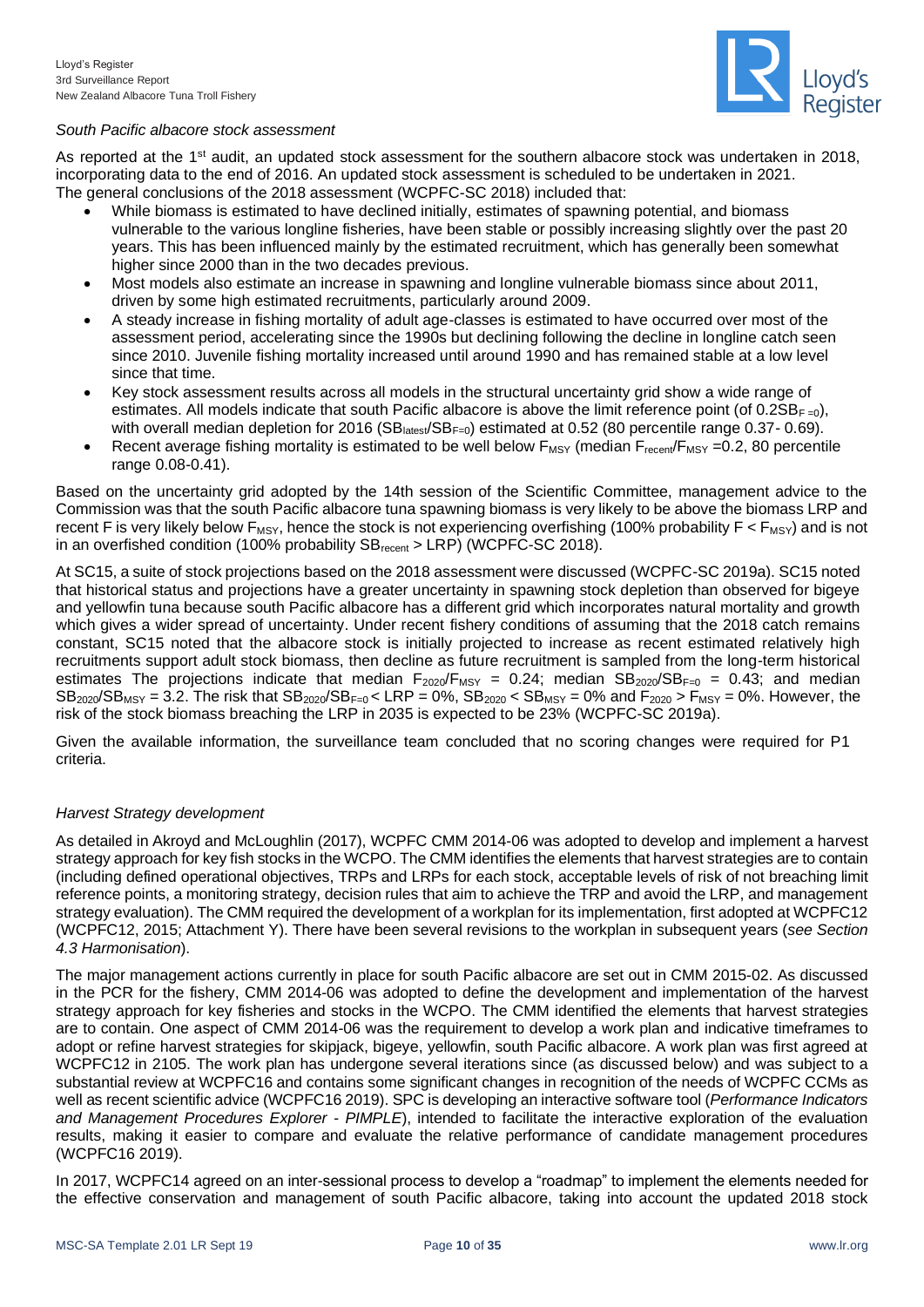*South Pacific albacore stock assessment*

As reported at the 1st audit, an updated stock assessment for the southern albacore stock was undertaken in 2018, incorporating data to the end of 2016. An updated stock assessment is scheduled to be undertaken in 2021. The general conclusions of the 2018 assessment (WCPFC-SC 2018) included that:

- While biomass is estimated to have declined initially, estimates of spawning potential, and biomass vulnerable to the various longline fisheries, have been stable or possibly increasing slightly over the past 20 years. This has been influenced mainly by the estimated recruitment, which has generally been somewhat higher since 2000 than in the two decades previous.
- Most models also estimate an increase in spawning and longline vulnerable biomass since about 2011, driven by some high estimated recruitments, particularly around 2009.
- A steady increase in fishing mortality of adult age-classes is estimated to have occurred over most of the assessment period, accelerating since the 1990s but declining following the decline in longline catch seen since 2010. Juvenile fishing mortality increased until around 1990 and has remained stable at a low level since that time.
- Key stock assessment results across all models in the structural uncertainty grid show a wide range of estimates. All models indicate that south Pacific albacore is above the limit reference point (of $0.2SB_{F=0}$), with overall median depletion for 2016 ($SB_{latest}/SB_{F=0}$) estimated at 0.52 (80 percentile range 0.37- 0.69).
- Recent average fishing mortality is estimated to be well below $F_{MSY}$ (median $F_{recent}/F_{MSY}$ =0.2, 80 percentile range 0.08-0.41).

Based on the uncertainty grid adopted by the 14th session of the Scientific Committee, management advice to the Commission was that the south Pacific albacore tuna spawning biomass is very likely to be above the biomass LRP and recent F is very likely below $F_{MSY}$, hence the stock is not experiencing overfishing (100% probability $F < F_{MSY}$) and is not in an overfished condition (100% probability $SB_{recent}$ > LRP) (WCPFC-SC 2018).

At SC15, a suite of stock projections based on the 2018 assessment were discussed (WCPFC-SC 2019a). SC15 noted that historical status and projections have a greater uncertainty in spawning stock depletion than observed for bigeye and yellowfin tuna because south Pacific albacore has a different grid which incorporates natural mortality and growth which gives a wider spread of uncertainty. Under recent fishery conditions of assuming that the 2018 catch remains constant, SC15 noted that the albacore stock is initially projected to increase as recent estimated relatively high recruitments support adult stock biomass, then decline as future recruitment is sampled from the long-term historical estimates The projections indicate that median $F_{2020}/F_{MSY}$ = 0.24; median $SB_{2020}/SB_{F=0}$ = 0.43; and median $SB_{2020}/SB_{MSY}$ = 3.2. The risk that $SB_{2020}/SB_{F=0}$ < LRP = 0%, $SB_{2020} < SB_{MSY}$ = 0% and $F_{2020} > F_{MSY}$ = 0%. However, the risk of the stock biomass breaching the LRP in 2035 is expected to be 23% (WCPFC-SC 2019a).

Given the available information, the surveillance team concluded that no scoring changes were required for P1 criteria.

*Harvest Strategy development*

As detailed in Akroyd and McLoughlin (2017), WCPFC CMM 2014-06 was adopted to develop and implement a harvest strategy approach for key fish stocks in the WCPO. The CMM identifies the elements that harvest strategies are to contain (including defined operational objectives, TRPs and LRPs for each stock, acceptable levels of risk of not breaching limit reference points, a monitoring strategy, decision rules that aim to achieve the TRP and avoid the LRP, and management strategy evaluation). The CMM required the development of a workplan for its implementation, first adopted at WCPFC12 (WCPFC12, 2015; Attachment Y). There have been several revisions to the workplan in subsequent years (*see Section 4.3 Harmonisation*).

The major management actions currently in place for south Pacific albacore are set out in CMM 2015-02. As discussed in the PCR for the fishery, CMM 2014-06 was adopted to define the development and implementation of the harvest strategy approach for key fisheries and stocks in the WCPO. The CMM identified the elements that harvest strategies are to contain. One aspect of CMM 2014-06 was the requirement to develop a work plan and indicative timeframes to adopt or refine harvest strategies for skipjack, bigeye, yellowfin, south Pacific albacore. A work plan was first agreed at WCPFC12 in 2105. The work plan has undergone several iterations since (as discussed below) and was subject to a substantial review at WCPFC16 and contains some significant changes in recognition of the needs of WCPFC CCMs as well as recent scientific advice (WCPFC16 2019). SPC is developing an interactive software tool (*Performance Indicators and Management Procedures Explorer - PIMPLE*), intended to facilitate the interactive exploration of the evaluation results, making it easier to compare and evaluate the relative performance of candidate management procedures (WCPFC16 2019).

In 2017, WCPFC14 agreed on an inter-sessional process to develop a "roadmap" to implement the elements needed for the effective conservation and management of south Pacific albacore, taking into account the updated 2018 stock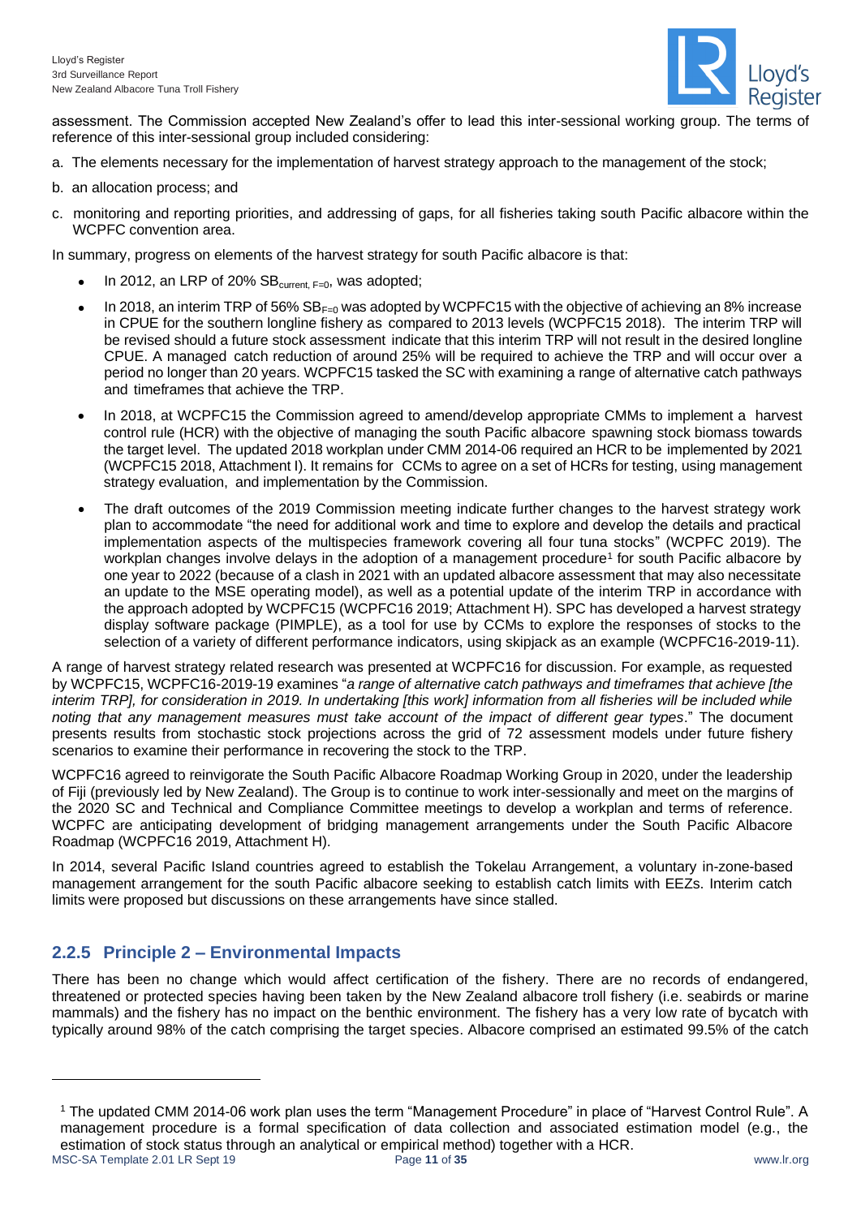assessment. The Commission accepted New Zealand's offer to lead this inter-sessional working group. The terms of reference of this inter-sessional group included considering:

a. The elements necessary for the implementation of harvest strategy approach to the management of the stock;

b. an allocation process; and

c. monitoring and reporting priorities, and addressing of gaps, for all fisheries taking south Pacific albacore within the WCPFC convention area.

In summary, progress on elements of the harvest strategy for south Pacific albacore is that:

- In 2012, an LRP of 20% $SB_{current, F=0}$, was adopted;
- In 2018, an interim TRP of 56% $SB_{F=0}$ was adopted by WCPFC15 with the objective of achieving an 8% increase in CPUE for the southern longline fishery as compared to 2013 levels (WCPFC15 2018). The interim TRP will be revised should a future stock assessment indicate that this interim TRP will not result in the desired longline CPUE. A managed catch reduction of around 25% will be required to achieve the TRP and will occur over a period no longer than 20 years. WCPFC15 tasked the SC with examining a range of alternative catch pathways and timeframes that achieve the TRP.
- In 2018, at WCPFC15 the Commission agreed to amend/develop appropriate CMMs to implement a harvest control rule (HCR) with the objective of managing the south Pacific albacore spawning stock biomass towards the target level. The updated 2018 workplan under CMM 2014-06 required an HCR to be implemented by 2021 (WCPFC15 2018, Attachment I). It remains for CCMs to agree on a set of HCRs for testing, using management strategy evaluation, and implementation by the Commission.
- The draft outcomes of the 2019 Commission meeting indicate further changes to the harvest strategy work plan to accommodate "the need for additional work and time to explore and develop the details and practical implementation aspects of the multispecies framework covering all four tuna stocks" (WCPFC 2019). The workplan changes involve delays in the adoption of a management procedure[1] for south Pacific albacore by one year to 2022 (because of a clash in 2021 with an updated albacore assessment that may also necessitate an update to the MSE operating model), as well as a potential update of the interim TRP in accordance with the approach adopted by WCPFC15 (WCPFC16 2019; Attachment H). SPC has developed a harvest strategy display software package (PIMPLE), as a tool for use by CCMs to explore the responses of stocks to the selection of a variety of different performance indicators, using skipjack as an example (WCPFC16-2019-11).

A range of harvest strategy related research was presented at WCPFC16 for discussion. For example, as requested by WCPFC15, WCPFC16-2019-19 examines "*a range of alternative catch pathways and timeframes that achieve [the interim TRP], for consideration in 2019. In undertaking [this work] information from all fisheries will be included while noting that any management measures must take account of the impact of different gear types*." The document presents results from stochastic stock projections across the grid of 72 assessment models under future fishery scenarios to examine their performance in recovering the stock to the TRP.

WCPFC16 agreed to reinvigorate the South Pacific Albacore Roadmap Working Group in 2020, under the leadership of Fiji (previously led by New Zealand). The Group is to continue to work inter-sessionally and meet on the margins of the 2020 SC and Technical and Compliance Committee meetings to develop a workplan and terms of reference. WCPFC are anticipating development of bridging management arrangements under the South Pacific Albacore Roadmap (WCPFC16 2019, Attachment H).

In 2014, several Pacific Island countries agreed to establish the Tokelau Arrangement, a voluntary in-zone-based management arrangement for the south Pacific albacore seeking to establish catch limits with EEZs. Interim catch limits were proposed but discussions on these arrangements have since stalled.

## 2.2.5 Principle 2 – Environmental Impacts

There has been no change which would affect certification of the fishery. There are no records of endangered, threatened or protected species having been taken by the New Zealand albacore troll fishery (i.e. seabirds or marine mammals) and the fishery has no impact on the benthic environment. The fishery has a very low rate of bycatch with typically around 98% of the catch comprising the target species. Albacore comprised an estimated 99.5% of the catch

---

[1] The updated CMM 2014-06 work plan uses the term "Management Procedure" in place of "Harvest Control Rule". A management procedure is a formal specification of data collection and associated estimation model (e.g., the estimation of stock status through an analytical or empirical method) together with a HCR.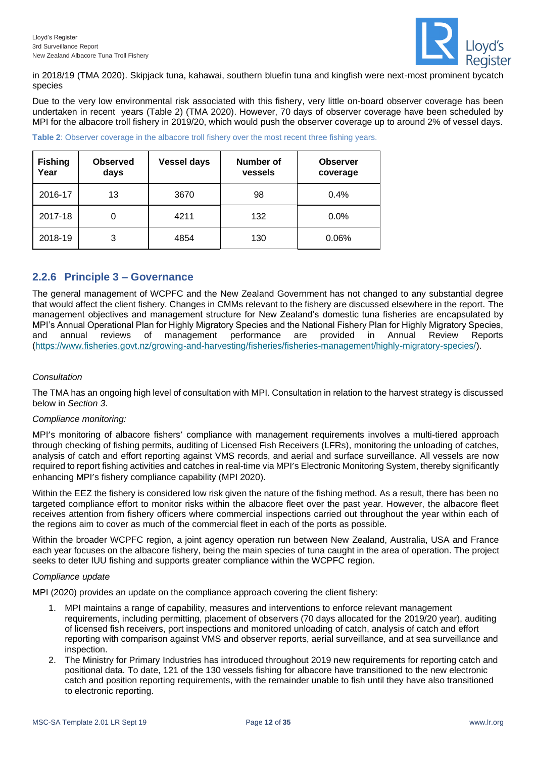in 2018/19 (TMA 2020). Skipjack tuna, kahawai, southern bluefin tuna and kingfish were next-most prominent bycatch species

Due to the very low environmental risk associated with this fishery, very little on-board observer coverage has been undertaken in recent years (Table 2) (TMA 2020). However, 70 days of observer coverage have been scheduled by MPI for the albacore troll fishery in 2019/20, which would push the observer coverage up to around 2% of vessel days.

**Table 2**: Observer coverage in the albacore troll fishery over the most recent three fishing years.

| Fishing Year | Observed days | Vessel days | Number of vessels | Observer coverage |
|---|---|---|---|---|
| 2016-17 | 13 | 3670 | 98 | 0.4% |
| 2017-18 | 0 | 4211 | 132 | 0.0% |
| 2018-19 | 3 | 4854 | 130 | 0.06% |

### 2.2.6 Principle 3 – Governance

The general management of WCPFC and the New Zealand Government has not changed to any substantial degree that would affect the client fishery. Changes in CMMs relevant to the fishery are discussed elsewhere in the report. The management objectives and management structure for New Zealand's domestic tuna fisheries are encapsulated by MPI's Annual Operational Plan for Highly Migratory Species and the National Fishery Plan for Highly Migratory Species, and annual reviews of management performance are provided in Annual Review Reports (https://www.fisheries.govt.nz/growing-and-harvesting/fisheries/fisheries-management/highly-migratory-species/).

*Consultation*

The TMA has an ongoing high level of consultation with MPI. Consultation in relation to the harvest strategy is discussed below in *Section 3*.

*Compliance monitoring:*

MPI's monitoring of albacore fishers' compliance with management requirements involves a multi-tiered approach through checking of fishing permits, auditing of Licensed Fish Receivers (LFRs), monitoring the unloading of catches, analysis of catch and effort reporting against VMS records, and aerial and surface surveillance. All vessels are now required to report fishing activities and catches in real-time via MPI's Electronic Monitoring System, thereby significantly enhancing MPI's fishery compliance capability (MPI 2020).

Within the EEZ the fishery is considered low risk given the nature of the fishing method. As a result, there has been no targeted compliance effort to monitor risks within the albacore fleet over the past year. However, the albacore fleet receives attention from fishery officers where commercial inspections carried out throughout the year within each of the regions aim to cover as much of the commercial fleet in each of the ports as possible.

Within the broader WCPFC region, a joint agency operation run between New Zealand, Australia, USA and France each year focuses on the albacore fishery, being the main species of tuna caught in the area of operation. The project seeks to deter IUU fishing and supports greater compliance within the WCPFC region.

*Compliance update*

MPI (2020) provides an update on the compliance approach covering the client fishery:

1. MPI maintains a range of capability, measures and interventions to enforce relevant management requirements, including permitting, placement of observers (70 days allocated for the 2019/20 year), auditing of licensed fish receivers, port inspections and monitored unloading of catch, analysis of catch and effort reporting with comparison against VMS and observer reports, aerial surveillance, and at sea surveillance and inspection.
2. The Ministry for Primary Industries has introduced throughout 2019 new requirements for reporting catch and positional data. To date, 121 of the 130 vessels fishing for albacore have transitioned to the new electronic catch and position reporting requirements, with the remainder unable to fish until they have also transitioned to electronic reporting.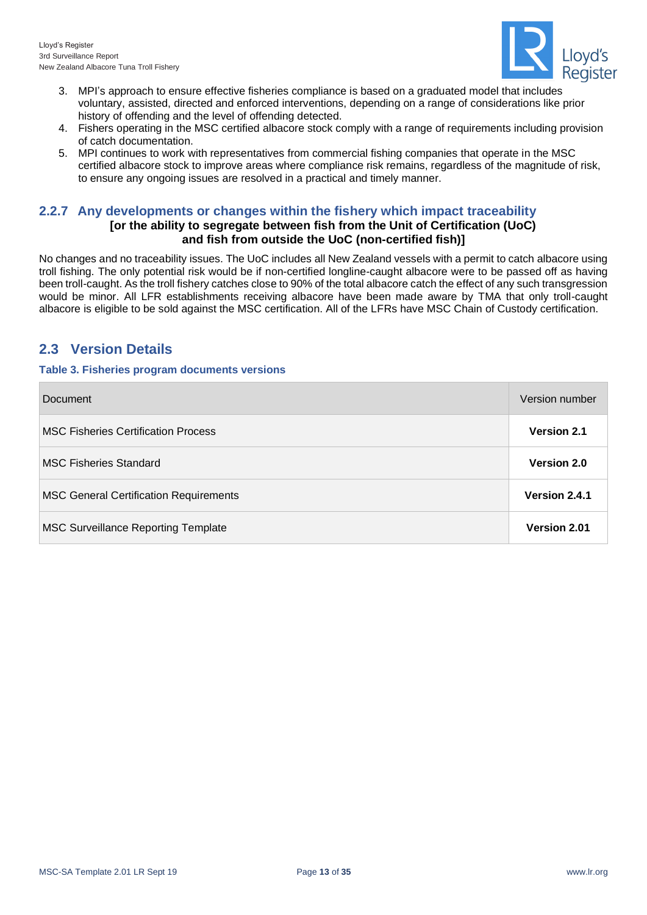3. MPI's approach to ensure effective fisheries compliance is based on a graduated model that includes voluntary, assisted, directed and enforced interventions, depending on a range of considerations like prior history of offending and the level of offending detected.
4. Fishers operating in the MSC certified albacore stock comply with a range of requirements including provision of catch documentation.
5. MPI continues to work with representatives from commercial fishing companies that operate in the MSC certified albacore stock to improve areas where compliance risk remains, regardless of the magnitude of risk, to ensure any ongoing issues are resolved in a practical and timely manner.

### 2.2.7 Any developments or changes within the fishery which impact traceability

**[or the ability to segregate between fish from the Unit of Certification (UoC) and fish from outside the UoC (non-certified fish)]**

No changes and no traceability issues. The UoC includes all New Zealand vessels with a permit to catch albacore using troll fishing. The only potential risk would be if non-certified longline-caught albacore were to be passed off as having been troll-caught. As the troll fishery catches close to 90% of the total albacore catch the effect of any such transgression would be minor. All LFR establishments receiving albacore have been made aware by TMA that only troll-caught albacore is eligible to be sold against the MSC certification. All of the LFRs have MSC Chain of Custody certification.

## 2.3 Version Details

**Table 3. Fisheries program documents versions**

| Document | Version number |
|---|---|
| MSC Fisheries Certification Process | **Version 2.1** |
| MSC Fisheries Standard | **Version 2.0** |
| MSC General Certification Requirements | **Version 2.4.1** |
| MSC Surveillance Reporting Template | **Version 2.01** |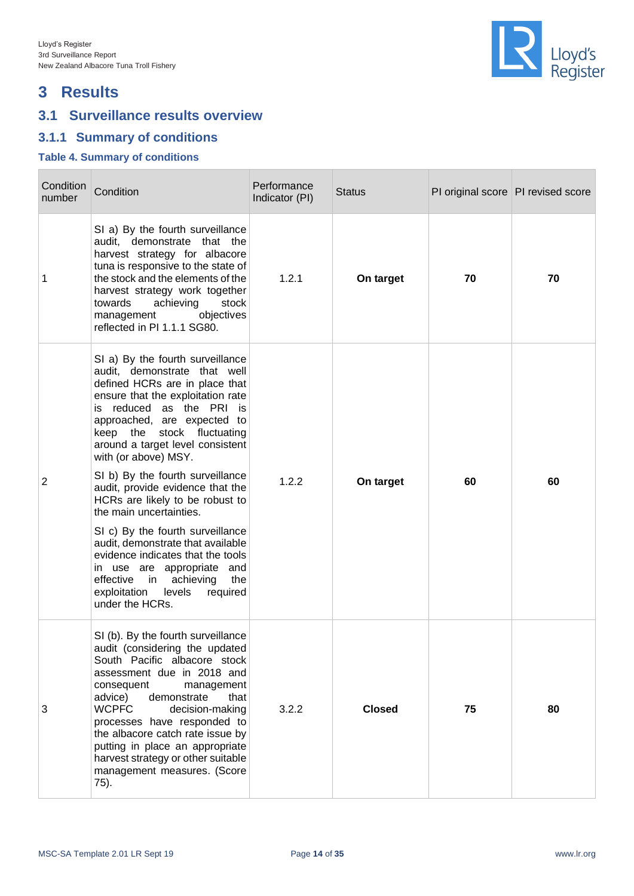# 3 Results

## 3.1 Surveillance results overview

### 3.1.1 Summary of conditions

**Table 4. Summary of conditions**

| Condition number | Condition | Performance Indicator (PI) | Status | PI original score | PI revised score |
|---|---|---|---|---|---|
| 1 | SI a) By the fourth surveillance audit, demonstrate that the harvest strategy for albacore tuna is responsive to the state of the stock and the elements of the harvest strategy work together towards achieving stock management objectives reflected in PI 1.1.1 SG80. | 1.2.1 | **On target** | **70** | **70** |
| 2 | SI a) By the fourth surveillance audit, demonstrate that well defined HCRs are in place that ensure that the exploitation rate is reduced as the PRI is approached, are expected to keep the stock fluctuating around a target level consistent with (or above) MSY.<br><br>SI b) By the fourth surveillance audit, provide evidence that the HCRs are likely to be robust to the main uncertainties.<br><br>SI c) By the fourth surveillance audit, demonstrate that available evidence indicates that the tools in use are appropriate and effective in achieving the exploitation levels required under the HCRs. | 1.2.2 | **On target** | **60** | **60** |
| 3 | SI (b). By the fourth surveillance audit (considering the updated South Pacific albacore stock assessment due in 2018 and consequent management advice) demonstrate that WCPFC decision-making processes have responded to the albacore catch rate issue by putting in place an appropriate harvest strategy or other suitable management measures. (Score 75). | 3.2.2 | **Closed** | **75** | **80** |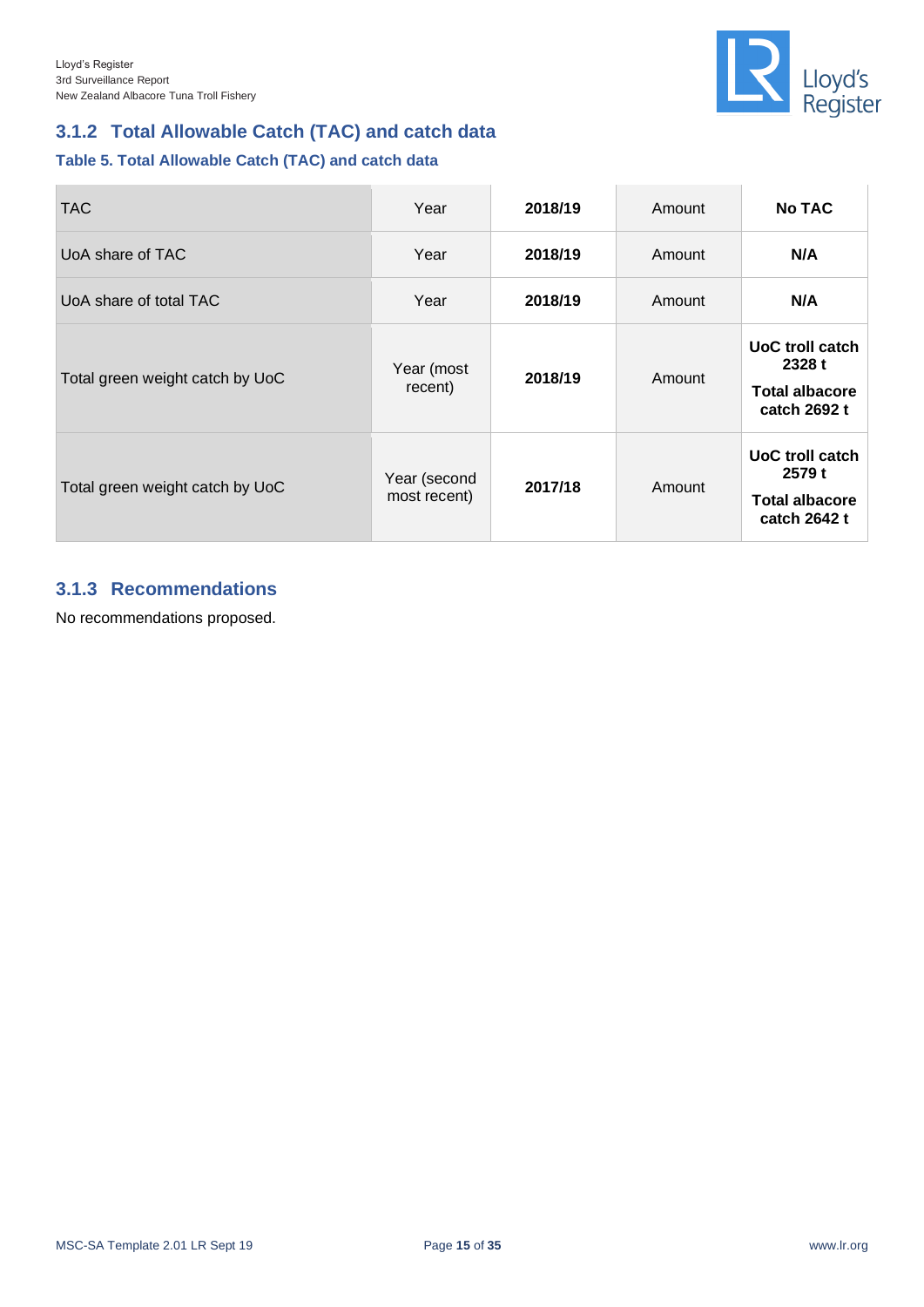### 3.1.2 Total Allowable Catch (TAC) and catch data

**Table 5. Total Allowable Catch (TAC) and catch data**

| TAC | Year | **2018/19** | Amount | **No TAC** |
|---|---|---|---|---|
| UoA share of TAC | Year | **2018/19** | Amount | **N/A** |
| UoA share of total TAC | Year | **2018/19** | Amount | **N/A** |
| Total green weight catch by UoC | Year (most recent) | **2018/19** | Amount | **UoC troll catch 2328 t**<br>**Total albacore catch 2692 t** |
| Total green weight catch by UoC | Year (second most recent) | **2017/18** | Amount | **UoC troll catch 2579 t**<br>**Total albacore catch 2642 t** |

### 3.1.3 Recommendations

No recommendations proposed.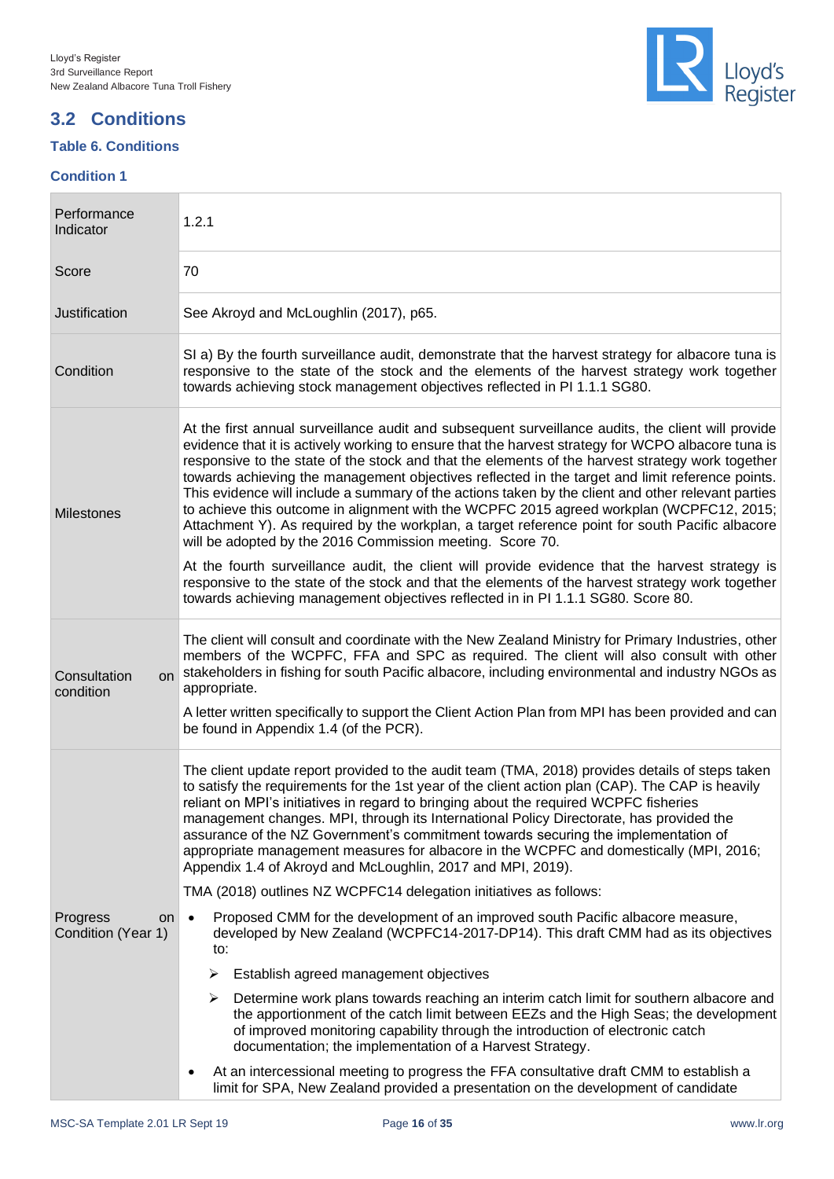## 3.2 Conditions

### Table 6. Conditions

#### Condition 1

| | |
|---|---|
| Performance Indicator | 1.2.1 |
| Score | 70 |
| Justification | See Akroyd and McLoughlin (2017), p65. |
| Condition | SI a) By the fourth surveillance audit, demonstrate that the harvest strategy for albacore tuna is responsive to the state of the stock and the elements of the harvest strategy work together towards achieving stock management objectives reflected in PI 1.1.1 SG80. |
| Milestones | At the first annual surveillance audit and subsequent surveillance audits, the client will provide evidence that it is actively working to ensure that the harvest strategy for WCPO albacore tuna is responsive to the state of the stock and that the elements of the harvest strategy work together towards achieving the management objectives reflected in the target and limit reference points. This evidence will include a summary of the actions taken by the client and other relevant parties to achieve this outcome in alignment with the WCPFC 2015 agreed workplan (WCPFC12, 2015; Attachment Y). As required by the workplan, a target reference point for south Pacific albacore will be adopted by the 2016 Commission meeting. Score 70.<br><br>At the fourth surveillance audit, the client will provide evidence that the harvest strategy is responsive to the state of the stock and that the elements of the harvest strategy work together towards achieving management objectives reflected in in PI 1.1.1 SG80. Score 80. |
| Consultation on condition | The client will consult and coordinate with the New Zealand Ministry for Primary Industries, other members of the WCPFC, FFA and SPC as required. The client will also consult with other stakeholders in fishing for south Pacific albacore, including environmental and industry NGOs as appropriate.<br><br>A letter written specifically to support the Client Action Plan from MPI has been provided and can be found in Appendix 1.4 (of the PCR). |
| Progress on Condition (Year 1) | The client update report provided to the audit team (TMA, 2018) provides details of steps taken to satisfy the requirements for the 1st year of the client action plan (CAP). The CAP is heavily reliant on MPI's initiatives in regard to bringing about the required WCPFC fisheries management changes. MPI, through its International Policy Directorate, has provided the assurance of the NZ Government's commitment towards securing the implementation of appropriate management measures for albacore in the WCPFC and domestically (MPI, 2016; Appendix 1.4 of Akroyd and McLoughlin, 2017 and MPI, 2019).<br><br>TMA (2018) outlines NZ WCPFC14 delegation initiatives as follows:<br><br>• Proposed CMM for the development of an improved south Pacific albacore measure, developed by New Zealand (WCPFC14-2017-DP14). This draft CMM had as its objectives to:<br>&nbsp;&nbsp;➢ Establish agreed management objectives<br>&nbsp;&nbsp;➢ Determine work plans towards reaching an interim catch limit for southern albacore and the apportionment of the catch limit between EEZs and the High Seas; the development of improved monitoring capability through the introduction of electronic catch documentation; the implementation of a Harvest Strategy.<br><br>• At an intercessional meeting to progress the FFA consultative draft CMM to establish a limit for SPA, New Zealand provided a presentation on the development of candidate |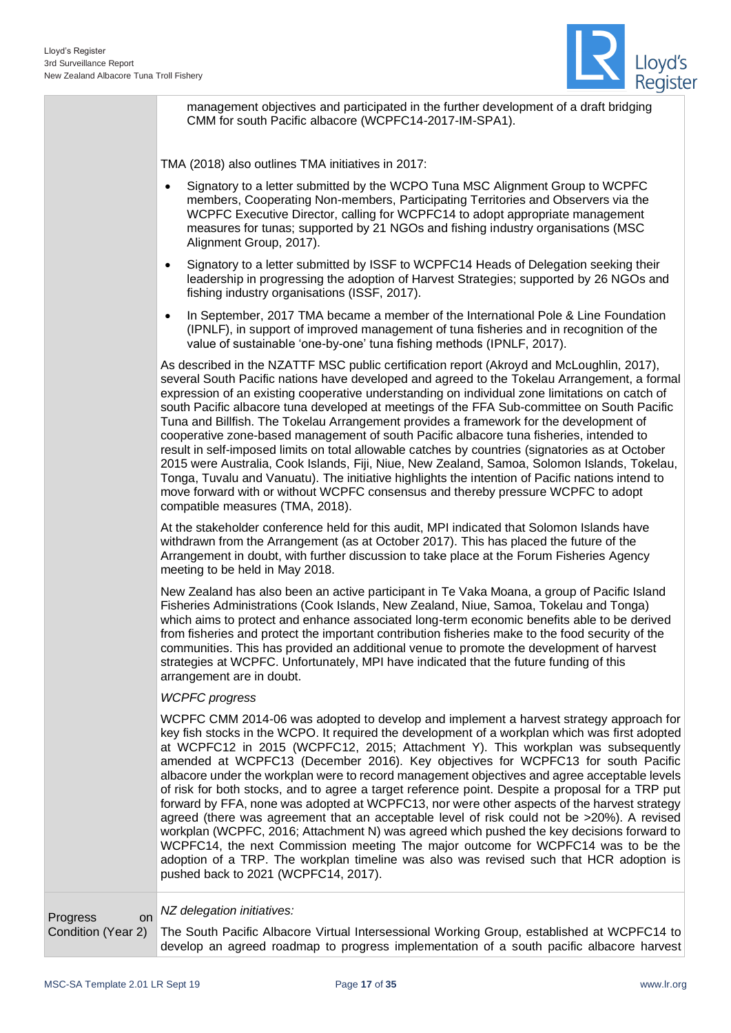| | |
|---|---|
| | management objectives and participated in the further development of a draft bridging CMM for south Pacific albacore (WCPFC14-2017-IM-SPA1).<br><br>TMA (2018) also outlines TMA initiatives in 2017:<br><br>• Signatory to a letter submitted by the WCPO Tuna MSC Alignment Group to WCPFC members, Cooperating Non-members, Participating Territories and Observers via the WCPFC Executive Director, calling for WCPFC14 to adopt appropriate management measures for tunas; supported by 21 NGOs and fishing industry organisations (MSC Alignment Group, 2017).<br>• Signatory to a letter submitted by ISSF to WCPFC14 Heads of Delegation seeking their leadership in progressing the adoption of Harvest Strategies; supported by 26 NGOs and fishing industry organisations (ISSF, 2017).<br>• In September, 2017 TMA became a member of the International Pole & Line Foundation (IPNLF), in support of improved management of tuna fisheries and in recognition of the value of sustainable 'one-by-one' tuna fishing methods (IPNLF, 2017).<br><br>As described in the NZATTF MSC public certification report (Akroyd and McLoughlin, 2017), several South Pacific nations have developed and agreed to the Tokelau Arrangement, a formal expression of an existing cooperative understanding on individual zone limitations on catch of south Pacific albacore tuna developed at meetings of the FFA Sub-committee on South Pacific Tuna and Billfish. The Tokelau Arrangement provides a framework for the development of cooperative zone-based management of south Pacific albacore tuna fisheries, intended to result in self-imposed limits on total allowable catches by countries (signatories as at October 2015 were Australia, Cook Islands, Fiji, Niue, New Zealand, Samoa, Solomon Islands, Tokelau, Tonga, Tuvalu and Vanuatu). The initiative highlights the intention of Pacific nations intend to move forward with or without WCPFC consensus and thereby pressure WCPFC to adopt compatible measures (TMA, 2018).<br><br>At the stakeholder conference held for this audit, MPI indicated that Solomon Islands have withdrawn from the Arrangement (as at October 2017). This has placed the future of the Arrangement in doubt, with further discussion to take place at the Forum Fisheries Agency meeting to be held in May 2018.<br><br>New Zealand has also been an active participant in Te Vaka Moana, a group of Pacific Island Fisheries Administrations (Cook Islands, New Zealand, Niue, Samoa, Tokelau and Tonga) which aims to protect and enhance associated long-term economic benefits able to be derived from fisheries and protect the important contribution fisheries make to the food security of the communities. This has provided an additional venue to promote the development of harvest strategies at WCPFC. Unfortunately, MPI have indicated that the future funding of this arrangement are in doubt.<br><br>*WCPFC progress*<br><br>WCPFC CMM 2014-06 was adopted to develop and implement a harvest strategy approach for key fish stocks in the WCPO. It required the development of a workplan which was first adopted at WCPFC12 in 2015 (WCPFC12, 2015; Attachment Y). This workplan was subsequently amended at WCPFC13 (December 2016). Key objectives for WCPFC13 for south Pacific albacore under the workplan were to record management objectives and agree acceptable levels of risk for both stocks, and to agree a target reference point. Despite a proposal for a TRP put forward by FFA, none was adopted at WCPFC13, nor were other aspects of the harvest strategy agreed (there was agreement that an acceptable level of risk could not be >20%). A revised workplan (WCPFC, 2016; Attachment N) was agreed which pushed the key decisions forward to WCPFC14, the next Commission meeting The major outcome for WCPFC14 was to be the adoption of a TRP. The workplan timeline was also was revised such that HCR adoption is pushed back to 2021 (WCPFC14, 2017). |
| Progress on Condition (Year 2) | *NZ delegation initiatives:*<br><br>The South Pacific Albacore Virtual Intersessional Working Group, established at WCPFC14 to develop an agreed roadmap to progress implementation of a south pacific albacore harvest |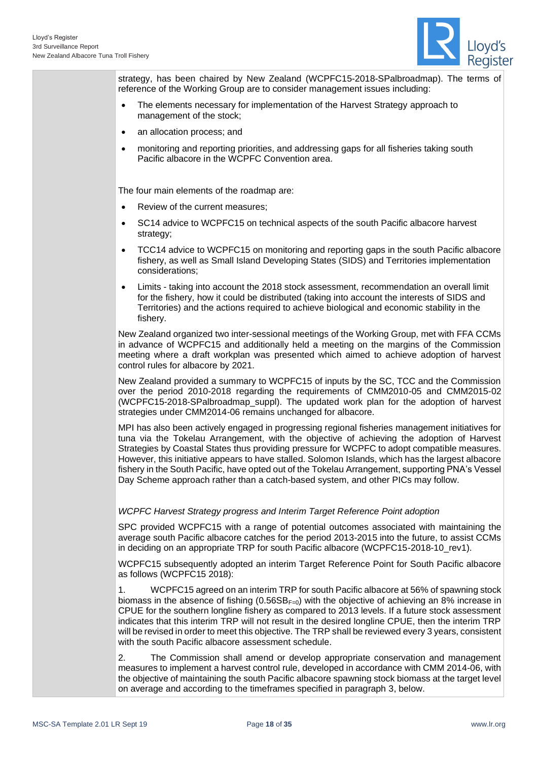strategy, has been chaired by New Zealand (WCPFC15-2018-SPalbroadmap). The terms of reference of the Working Group are to consider management issues including:

- The elements necessary for implementation of the Harvest Strategy approach to management of the stock;
- an allocation process; and
- monitoring and reporting priorities, and addressing gaps for all fisheries taking south Pacific albacore in the WCPFC Convention area.

The four main elements of the roadmap are:

- Review of the current measures;
- SC14 advice to WCPFC15 on technical aspects of the south Pacific albacore harvest strategy;
- TCC14 advice to WCPFC15 on monitoring and reporting gaps in the south Pacific albacore fishery, as well as Small Island Developing States (SIDS) and Territories implementation considerations;
- Limits - taking into account the 2018 stock assessment, recommendation an overall limit for the fishery, how it could be distributed (taking into account the interests of SIDS and Territories) and the actions required to achieve biological and economic stability in the fishery.

New Zealand organized two inter-sessional meetings of the Working Group, met with FFA CCMs in advance of WCPFC15 and additionally held a meeting on the margins of the Commission meeting where a draft workplan was presented which aimed to achieve adoption of harvest control rules for albacore by 2021.

New Zealand provided a summary to WCPFC15 of inputs by the SC, TCC and the Commission over the period 2010-2018 regarding the requirements of CMM2010-05 and CMM2015-02 (WCPFC15-2018-SPalbroadmap_suppl). The updated work plan for the adoption of harvest strategies under CMM2014-06 remains unchanged for albacore.

MPI has also been actively engaged in progressing regional fisheries management initiatives for tuna via the Tokelau Arrangement, with the objective of achieving the adoption of Harvest Strategies by Coastal States thus providing pressure for WCPFC to adopt compatible measures. However, this initiative appears to have stalled. Solomon Islands, which has the largest albacore fishery in the South Pacific, have opted out of the Tokelau Arrangement, supporting PNA's Vessel Day Scheme approach rather than a catch-based system, and other PICs may follow.

*WCPFC Harvest Strategy progress and Interim Target Reference Point adoption*

SPC provided WCPFC15 with a range of potential outcomes associated with maintaining the average south Pacific albacore catches for the period 2013-2015 into the future, to assist CCMs in deciding on an appropriate TRP for south Pacific albacore (WCPFC15-2018-10_rev1).

WCPFC15 subsequently adopted an interim Target Reference Point for South Pacific albacore as follows (WCPFC15 2018):

1. WCPFC15 agreed on an interim TRP for south Pacific albacore at 56% of spawning stock biomass in the absence of fishing ($0.56SB_{F=0}$) with the objective of achieving an 8% increase in CPUE for the southern longline fishery as compared to 2013 levels. If a future stock assessment indicates that this interim TRP will not result in the desired longline CPUE, then the interim TRP will be revised in order to meet this objective. The TRP shall be reviewed every 3 years, consistent with the south Pacific albacore assessment schedule.

2. The Commission shall amend or develop appropriate conservation and management measures to implement a harvest control rule, developed in accordance with CMM 2014-06, with the objective of maintaining the south Pacific albacore spawning stock biomass at the target level on average and according to the timeframes specified in paragraph 3, below.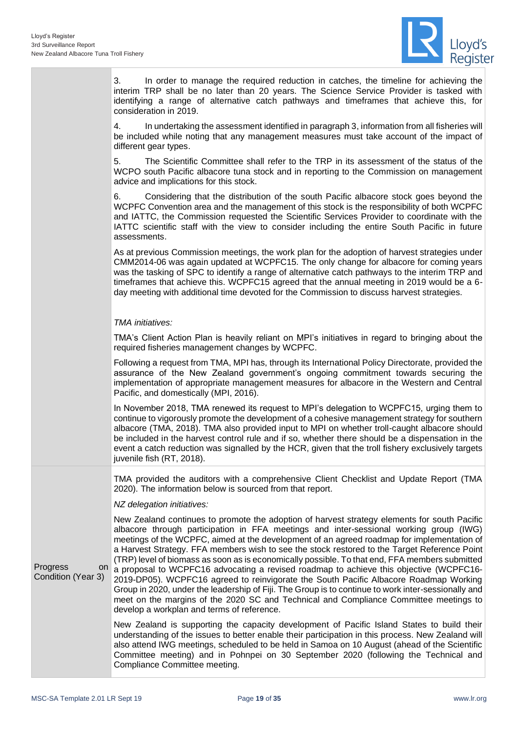| | |
|---|---|
| | 3. In order to manage the required reduction in catches, the timeline for achieving the interim TRP shall be no later than 20 years. The Science Service Provider is tasked with identifying a range of alternative catch pathways and timeframes that achieve this, for consideration in 2019.<br><br>4. In undertaking the assessment identified in paragraph 3, information from all fisheries will be included while noting that any management measures must take account of the impact of different gear types.<br><br>5. The Scientific Committee shall refer to the TRP in its assessment of the status of the WCPO south Pacific albacore tuna stock and in reporting to the Commission on management advice and implications for this stock.<br><br>6. Considering that the distribution of the south Pacific albacore stock goes beyond the WCPFC Convention area and the management of this stock is the responsibility of both WCPFC and IATTC, the Commission requested the Scientific Services Provider to coordinate with the IATTC scientific staff with the view to consider including the entire South Pacific in future assessments.<br><br>As at previous Commission meetings, the work plan for the adoption of harvest strategies under CMM2014-06 was again updated at WCPFC15. The only change for albacore for coming years was the tasking of SPC to identify a range of alternative catch pathways to the interim TRP and timeframes that achieve this. WCPFC15 agreed that the annual meeting in 2019 would be a 6-day meeting with additional time devoted for the Commission to discuss harvest strategies.<br><br>*TMA initiatives:*<br><br>TMA's Client Action Plan is heavily reliant on MPI's initiatives in regard to bringing about the required fisheries management changes by WCPFC.<br><br>Following a request from TMA, MPI has, through its International Policy Directorate, provided the assurance of the New Zealand government's ongoing commitment towards securing the implementation of appropriate management measures for albacore in the Western and Central Pacific, and domestically (MPI, 2016).<br><br>In November 2018, TMA renewed its request to MPI's delegation to WCPFC15, urging them to continue to vigorously promote the development of a cohesive management strategy for southern albacore (TMA, 2018). TMA also provided input to MPI on whether troll-caught albacore should be included in the harvest control rule and if so, whether there should be a dispensation in the event a catch reduction was signalled by the HCR, given that the troll fishery exclusively targets juvenile fish (RT, 2018). |
| Progress on Condition (Year 3) | TMA provided the auditors with a comprehensive Client Checklist and Update Report (TMA 2020). The information below is sourced from that report.<br><br>*NZ delegation initiatives:*<br><br>New Zealand continues to promote the adoption of harvest strategy elements for south Pacific albacore through participation in FFA meetings and inter-sessional working group (IWG) meetings of the WCPFC, aimed at the development of an agreed roadmap for implementation of a Harvest Strategy. FFA members wish to see the stock restored to the Target Reference Point (TRP) level of biomass as soon as is economically possible. To that end, FFA members submitted a proposal to WCPFC16 advocating a revised roadmap to achieve this objective (WCPFC16-2019-DP05). WCPFC16 agreed to reinvigorate the South Pacific Albacore Roadmap Working Group in 2020, under the leadership of Fiji. The Group is to continue to work inter-sessionally and meet on the margins of the 2020 SC and Technical and Compliance Committee meetings to develop a workplan and terms of reference.<br><br>New Zealand is supporting the capacity development of Pacific Island States to build their understanding of the issues to better enable their participation in this process. New Zealand will also attend IWG meetings, scheduled to be held in Samoa on 10 August (ahead of the Scientific Committee meeting) and in Pohnpei on 30 September 2020 (following the Technical and Compliance Committee meeting. |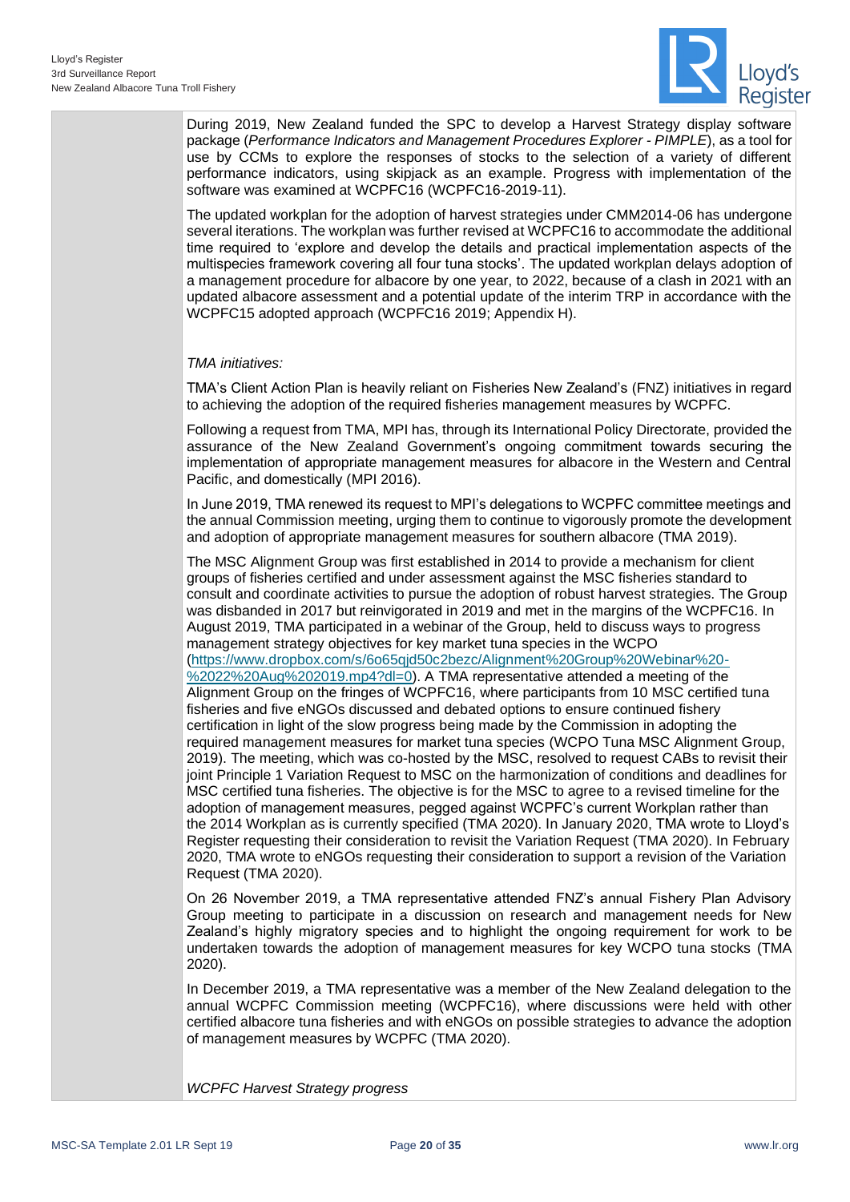During 2019, New Zealand funded the SPC to develop a Harvest Strategy display software package (*Performance Indicators and Management Procedures Explorer - PIMPLE*), as a tool for use by CCMs to explore the responses of stocks to the selection of a variety of different performance indicators, using skipjack as an example. Progress with implementation of the software was examined at WCPFC16 (WCPFC16-2019-11).

The updated workplan for the adoption of harvest strategies under CMM2014-06 has undergone several iterations. The workplan was further revised at WCPFC16 to accommodate the additional time required to 'explore and develop the details and practical implementation aspects of the multispecies framework covering all four tuna stocks'. The updated workplan delays adoption of a management procedure for albacore by one year, to 2022, because of a clash in 2021 with an updated albacore assessment and a potential update of the interim TRP in accordance with the WCPFC15 adopted approach (WCPFC16 2019; Appendix H).

*TMA initiatives:*

TMA's Client Action Plan is heavily reliant on Fisheries New Zealand's (FNZ) initiatives in regard to achieving the adoption of the required fisheries management measures by WCPFC.

Following a request from TMA, MPI has, through its International Policy Directorate, provided the assurance of the New Zealand Government's ongoing commitment towards securing the implementation of appropriate management measures for albacore in the Western and Central Pacific, and domestically (MPI 2016).

In June 2019, TMA renewed its request to MPI's delegations to WCPFC committee meetings and the annual Commission meeting, urging them to continue to vigorously promote the development and adoption of appropriate management measures for southern albacore (TMA 2019).

The MSC Alignment Group was first established in 2014 to provide a mechanism for client groups of fisheries certified and under assessment against the MSC fisheries standard to consult and coordinate activities to pursue the adoption of robust harvest strategies. The Group was disbanded in 2017 but reinvigorated in 2019 and met in the margins of the WCPFC16. In August 2019, TMA participated in a webinar of the Group, held to discuss ways to progress management strategy objectives for key market tuna species in the WCPO (https://www.dropbox.com/s/6o65qjd50c2bezc/Alignment%20Group%20Webinar%20-%2022%20Aug%202019.mp4?dl=0). A TMA representative attended a meeting of the Alignment Group on the fringes of WCPFC16, where participants from 10 MSC certified tuna fisheries and five eNGOs discussed and debated options to ensure continued fishery certification in light of the slow progress being made by the Commission in adopting the required management measures for market tuna species (WCPO Tuna MSC Alignment Group, 2019). The meeting, which was co-hosted by the MSC, resolved to request CABs to revisit their joint Principle 1 Variation Request to MSC on the harmonization of conditions and deadlines for MSC certified tuna fisheries. The objective is for the MSC to agree to a revised timeline for the adoption of management measures, pegged against WCPFC's current Workplan rather than the 2014 Workplan as is currently specified (TMA 2020). In January 2020, TMA wrote to Lloyd's Register requesting their consideration to revisit the Variation Request (TMA 2020). In February 2020, TMA wrote to eNGOs requesting their consideration to support a revision of the Variation Request (TMA 2020).

On 26 November 2019, a TMA representative attended FNZ's annual Fishery Plan Advisory Group meeting to participate in a discussion on research and management needs for New Zealand's highly migratory species and to highlight the ongoing requirement for work to be undertaken towards the adoption of management measures for key WCPO tuna stocks (TMA 2020).

In December 2019, a TMA representative was a member of the New Zealand delegation to the annual WCPFC Commission meeting (WCPFC16), where discussions were held with other certified albacore tuna fisheries and with eNGOs on possible strategies to advance the adoption of management measures by WCPFC (TMA 2020).

*WCPFC Harvest Strategy progress*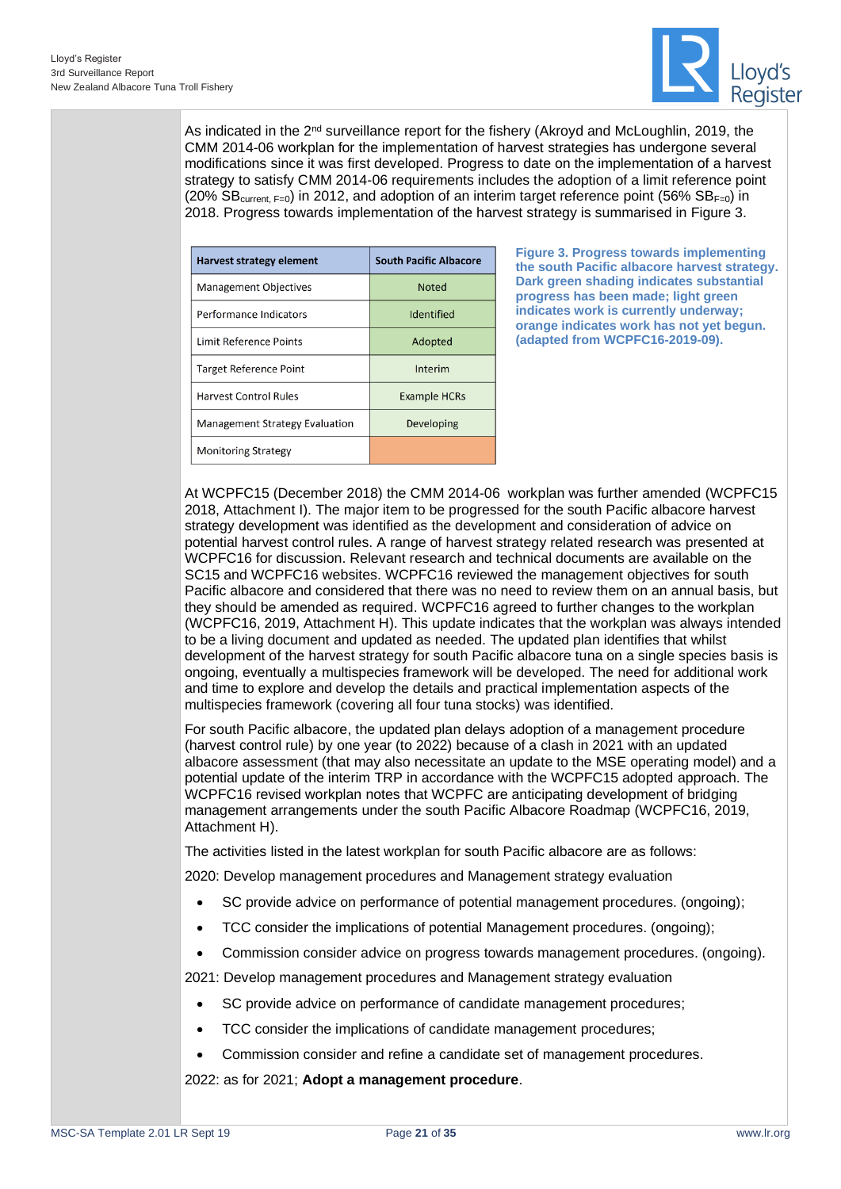As indicated in the 2[nd] surveillance report for the fishery (Akroyd and McLoughlin, 2019, the CMM 2014-06 workplan for the implementation of harvest strategies has undergone several modifications since it was first developed. Progress to date on the implementation of a harvest strategy to satisfy CMM 2014-06 requirements includes the adoption of a limit reference point (20% $SB_{current, F=0}$) in 2012, and adoption of an interim target reference point (56% $SB_{F=0}$) in 2018. Progress towards implementation of the harvest strategy is summarised in Figure 3.

| Harvest strategy element | South Pacific Albacore |
|---|---|
| Management Objectives | Noted |
| Performance Indicators | Identified |
| Limit Reference Points | Adopted |
| Target Reference Point | Interim |
| Harvest Control Rules | Example HCRs |
| Management Strategy Evaluation | Developing |
| Monitoring Strategy | |

**Figure 3. Progress towards implementing the south Pacific albacore harvest strategy. Dark green shading indicates substantial progress has been made; light green indicates work is currently underway; orange indicates work has not yet begun. (adapted from WCPFC16-2019-09).**

At WCPFC15 (December 2018) the CMM 2014-06 workplan was further amended (WCPFC15 2018, Attachment I). The major item to be progressed for the south Pacific albacore harvest strategy development was identified as the development and consideration of advice on potential harvest control rules. A range of harvest strategy related research was presented at WCPFC16 for discussion. Relevant research and technical documents are available on the SC15 and WCPFC16 websites. WCPFC16 reviewed the management objectives for south Pacific albacore and considered that there was no need to review them on an annual basis, but they should be amended as required. WCPFC16 agreed to further changes to the workplan (WCPFC16, 2019, Attachment H). This update indicates that the workplan was always intended to be a living document and updated as needed. The updated plan identifies that whilst development of the harvest strategy for south Pacific albacore tuna on a single species basis is ongoing, eventually a multispecies framework will be developed. The need for additional work and time to explore and develop the details and practical implementation aspects of the multispecies framework (covering all four tuna stocks) was identified.

For south Pacific albacore, the updated plan delays adoption of a management procedure (harvest control rule) by one year (to 2022) because of a clash in 2021 with an updated albacore assessment (that may also necessitate an update to the MSE operating model) and a potential update of the interim TRP in accordance with the WCPFC15 adopted approach. The WCPFC16 revised workplan notes that WCPFC are anticipating development of bridging management arrangements under the south Pacific Albacore Roadmap (WCPFC16, 2019, Attachment H).

The activities listed in the latest workplan for south Pacific albacore are as follows:

2020: Develop management procedures and Management strategy evaluation

- SC provide advice on performance of potential management procedures. (ongoing);
- TCC consider the implications of potential Management procedures. (ongoing);
- Commission consider advice on progress towards management procedures. (ongoing).

2021: Develop management procedures and Management strategy evaluation

- SC provide advice on performance of candidate management procedures;
- TCC consider the implications of candidate management procedures;
- Commission consider and refine a candidate set of management procedures.

2022: as for 2021; **Adopt a management procedure**.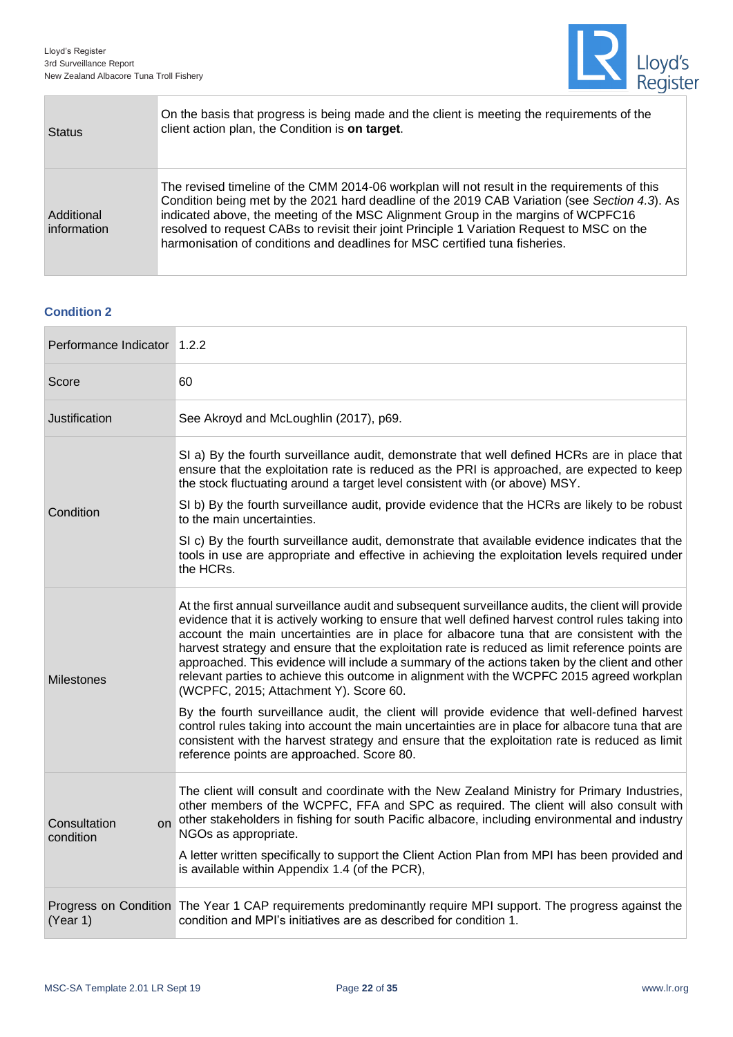| Status | On the basis that progress is being made and the client is meeting the requirements of the client action plan, the Condition is **on target**. |
|---|---|
| Additional information | The revised timeline of the CMM 2014-06 workplan will not result in the requirements of this Condition being met by the 2021 hard deadline of the 2019 CAB Variation (see *Section 4.3*). As indicated above, the meeting of the MSC Alignment Group in the margins of WCPFC16 resolved to request CABs to revisit their joint Principle 1 Variation Request to MSC on the harmonisation of conditions and deadlines for MSC certified tuna fisheries. |

### Condition 2

| Performance Indicator | 1.2.2 |
|---|---|
| Score | 60 |
| Justification | See Akroyd and McLoughlin (2017), p69. |
| Condition | SI a) By the fourth surveillance audit, demonstrate that well defined HCRs are in place that ensure that the exploitation rate is reduced as the PRI is approached, are expected to keep the stock fluctuating around a target level consistent with (or above) MSY.<br><br>SI b) By the fourth surveillance audit, provide evidence that the HCRs are likely to be robust to the main uncertainties.<br><br>SI c) By the fourth surveillance audit, demonstrate that available evidence indicates that the tools in use are appropriate and effective in achieving the exploitation levels required under the HCRs. |
| Milestones | At the first annual surveillance audit and subsequent surveillance audits, the client will provide evidence that it is actively working to ensure that well defined harvest control rules taking into account the main uncertainties are in place for albacore tuna that are consistent with the harvest strategy and ensure that the exploitation rate is reduced as limit reference points are approached. This evidence will include a summary of the actions taken by the client and other relevant parties to achieve this outcome in alignment with the WCPFC 2015 agreed workplan (WCPFC, 2015; Attachment Y). Score 60.<br><br>By the fourth surveillance audit, the client will provide evidence that well-defined harvest control rules taking into account the main uncertainties are in place for albacore tuna that are consistent with the harvest strategy and ensure that the exploitation rate is reduced as limit reference points are approached. Score 80. |
| Consultation on condition | The client will consult and coordinate with the New Zealand Ministry for Primary Industries, other members of the WCPFC, FFA and SPC as required. The client will also consult with other stakeholders in fishing for south Pacific albacore, including environmental and industry NGOs as appropriate.<br><br>A letter written specifically to support the Client Action Plan from MPI has been provided and is available within Appendix 1.4 (of the PCR), |
| Progress on Condition (Year 1) | The Year 1 CAP requirements predominantly require MPI support. The progress against the condition and MPI's initiatives are as described for condition 1. |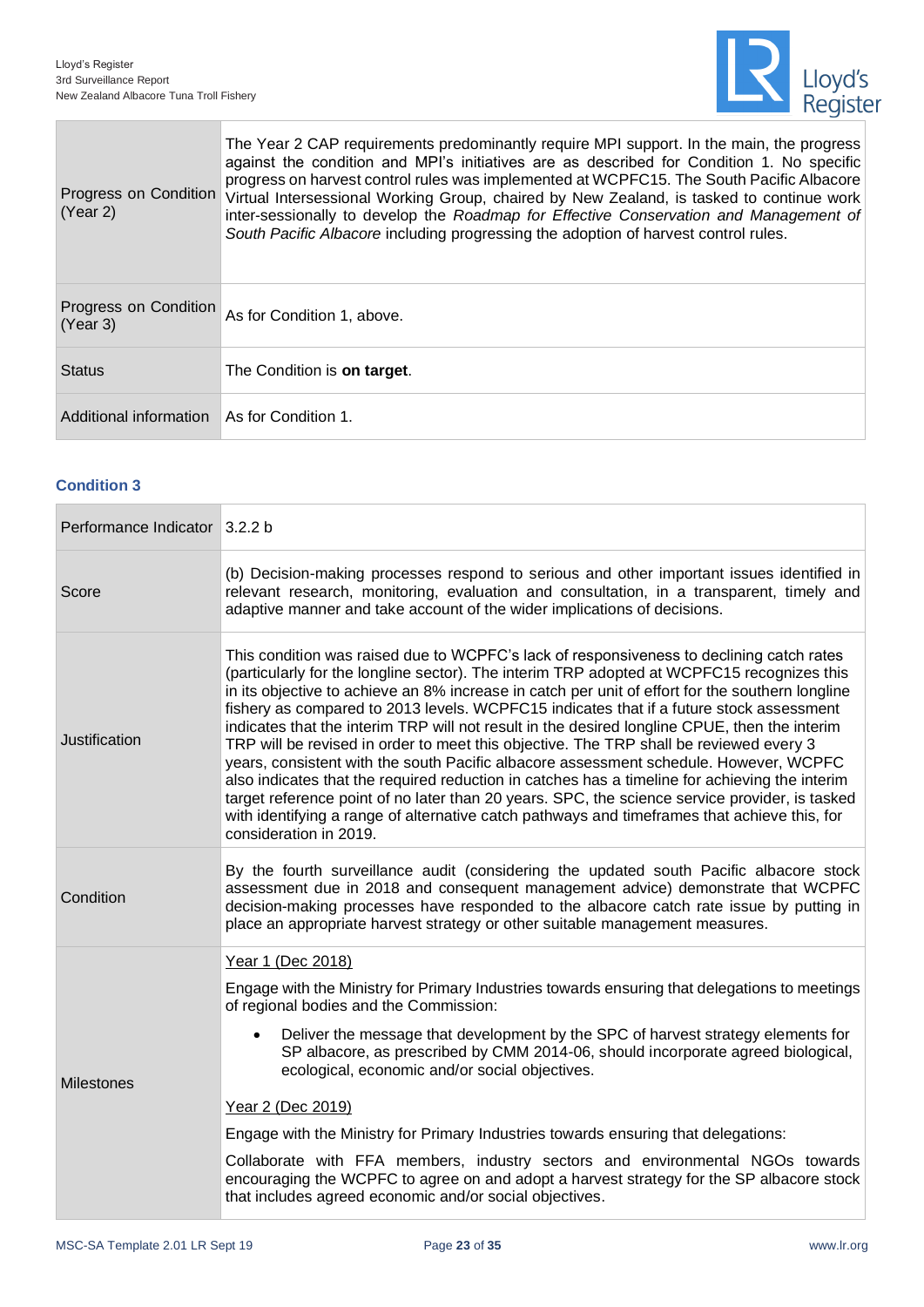| | |
|---|---|
| Progress on Condition (Year 2) | The Year 2 CAP requirements predominantly require MPI support. In the main, the progress against the condition and MPI's initiatives are as described for Condition 1. No specific progress on harvest control rules was implemented at WCPFC15. The South Pacific Albacore Virtual Intersessional Working Group, chaired by New Zealand, is tasked to continue work inter-sessionally to develop the *Roadmap for Effective Conservation and Management of South Pacific Albacore* including progressing the adoption of harvest control rules. |
| Progress on Condition (Year 3) | As for Condition 1, above. |
| Status | The Condition is **on target**. |
| Additional information | As for Condition 1. |

### Condition 3

| | |
|---|---|
| Performance Indicator | 3.2.2 b |
| Score | (b) Decision-making processes respond to serious and other important issues identified in relevant research, monitoring, evaluation and consultation, in a transparent, timely and adaptive manner and take account of the wider implications of decisions. |
| Justification | This condition was raised due to WCPFC's lack of responsiveness to declining catch rates (particularly for the longline sector). The interim TRP adopted at WCPFC15 recognizes this in its objective to achieve an 8% increase in catch per unit of effort for the southern longline fishery as compared to 2013 levels. WCPFC15 indicates that if a future stock assessment indicates that the interim TRP will not result in the desired longline CPUE, then the interim TRP will be revised in order to meet this objective. The TRP shall be reviewed every 3 years, consistent with the south Pacific albacore assessment schedule. However, WCPFC also indicates that the required reduction in catches has a timeline for achieving the interim target reference point of no later than 20 years. SPC, the science service provider, is tasked with identifying a range of alternative catch pathways and timeframes that achieve this, for consideration in 2019. |
| Condition | By the fourth surveillance audit (considering the updated south Pacific albacore stock assessment due in 2018 and consequent management advice) demonstrate that WCPFC decision-making processes have responded to the albacore catch rate issue by putting in place an appropriate harvest strategy or other suitable management measures. |
| Milestones | <u>Year 1 (Dec 2018)</u><br><br>Engage with the Ministry for Primary Industries towards ensuring that delegations to meetings of regional bodies and the Commission:<br><br>• Deliver the message that development by the SPC of harvest strategy elements for SP albacore, as prescribed by CMM 2014-06, should incorporate agreed biological, ecological, economic and/or social objectives.<br><br><u>Year 2 (Dec 2019)</u><br><br>Engage with the Ministry for Primary Industries towards ensuring that delegations:<br><br>Collaborate with FFA members, industry sectors and environmental NGOs towards encouraging the WCPFC to agree on and adopt a harvest strategy for the SP albacore stock that includes agreed economic and/or social objectives. |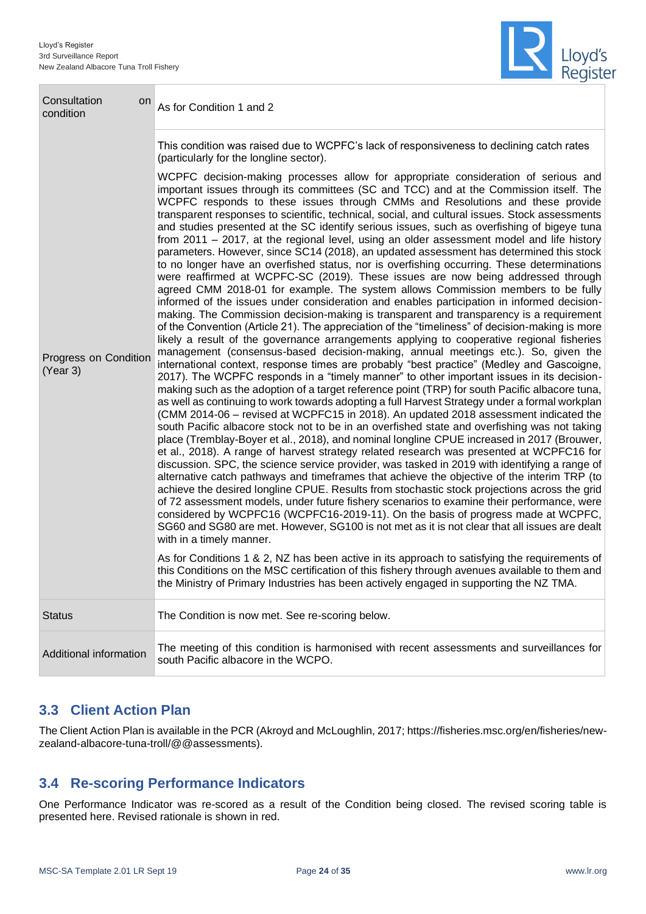| | |
|---|---|
| Consultation on condition | As for Condition 1 and 2 |
| Progress on Condition (Year 3) | This condition was raised due to WCPFC's lack of responsiveness to declining catch rates (particularly for the longline sector).<br><br>WCPFC decision-making processes allow for appropriate consideration of serious and important issues through its committees (SC and TCC) and at the Commission itself. The WCPFC responds to these issues through CMMs and Resolutions and these provide transparent responses to scientific, technical, social, and cultural issues. Stock assessments and studies presented at the SC identify serious issues, such as overfishing of bigeye tuna from 2011 – 2017, at the regional level, using an older assessment model and life history parameters. However, since SC14 (2018), an updated assessment has determined this stock to no longer have an overfished status, nor is overfishing occurring. These determinations were reaffirmed at WCPFC-SC (2019). These issues are now being addressed through agreed CMM 2018-01 for example. The system allows Commission members to be fully informed of the issues under consideration and enables participation in informed decision-making. The Commission decision-making is transparent and transparency is a requirement of the Convention (Article 21). The appreciation of the "timeliness" of decision-making is more likely a result of the governance arrangements applying to cooperative regional fisheries management (consensus-based decision-making, annual meetings etc.). So, given the international context, response times are probably "best practice" (Medley and Gascoigne, 2017). The WCPFC responds in a "timely manner" to other important issues in its decision-making such as the adoption of a target reference point (TRP) for south Pacific albacore tuna, as well as continuing to work towards adopting a full Harvest Strategy under a formal workplan (CMM 2014-06 – revised at WCPFC15 in 2018). An updated 2018 assessment indicated the south Pacific albacore stock not to be in an overfished state and overfishing was not taking place (Tremblay-Boyer et al., 2018), and nominal longline CPUE increased in 2017 (Brouwer, et al., 2018). A range of harvest strategy related research was presented at WCPFC16 for discussion. SPC, the science service provider, was tasked in 2019 with identifying a range of alternative catch pathways and timeframes that achieve the objective of the interim TRP (to achieve the desired longline CPUE. Results from stochastic stock projections across the grid of 72 assessment models, under future fishery scenarios to examine their performance, were considered by WCPFC16 (WCPFC16-2019-11). On the basis of progress made at WCPFC, SG60 and SG80 are met. However, SG100 is not met as it is not clear that all issues are dealt with in a timely manner.<br><br>As for Conditions 1 & 2, NZ has been active in its approach to satisfying the requirements of this Conditions on the MSC certification of this fishery through avenues available to them and the Ministry of Primary Industries has been actively engaged in supporting the NZ TMA. |
| Status | The Condition is now met. See re-scoring below. |
| Additional information | The meeting of this condition is harmonised with recent assessments and surveillances for south Pacific albacore in the WCPO. |

## 3.3 Client Action Plan

The Client Action Plan is available in the PCR (Akroyd and McLoughlin, 2017; https://fisheries.msc.org/en/fisheries/new-zealand-albacore-tuna-troll/@@assessments).

## 3.4 Re-scoring Performance Indicators

One Performance Indicator was re-scored as a result of the Condition being closed. The revised scoring table is presented here. Revised rationale is shown in red.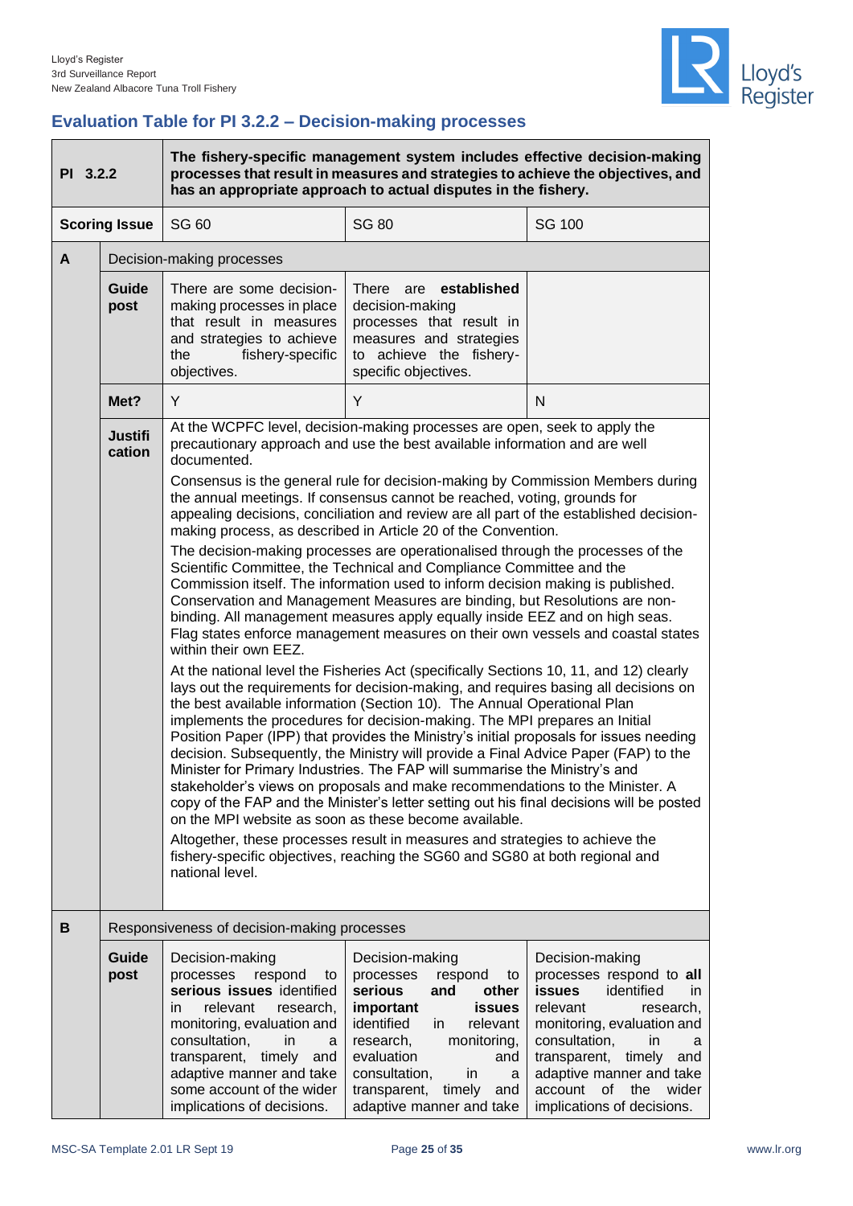## Evaluation Table for PI 3.2.2 – Decision-making processes

| PI 3.2.2 | | The fishery-specific management system includes effective decision-making processes that result in measures and strategies to achieve the objectives, and has an appropriate approach to actual disputes in the fishery. | | |
|---|---|---|---|---|
| **Scoring Issue** | | SG 60 | SG 80 | SG 100 |
| **A** | Decision-making processes | | | |
| | **Guide post** | There are some decision-making processes in place that result in measures and strategies to achieve the fishery-specific objectives. | There are **established** decision-making processes that result in measures and strategies to achieve the fishery-specific objectives. | |
| | **Met?** | Y | Y | N |
| | **Justification** | At the WCPFC level, decision-making processes are open, seek to apply the precautionary approach and use the best available information and are well documented.<br><br>Consensus is the general rule for decision-making by Commission Members during the annual meetings. If consensus cannot be reached, voting, grounds for appealing decisions, conciliation and review are all part of the established decision-making process, as described in Article 20 of the Convention.<br><br>The decision-making processes are operationalised through the processes of the Scientific Committee, the Technical and Compliance Committee and the Commission itself. The information used to inform decision making is published. Conservation and Management Measures are binding, but Resolutions are non-binding. All management measures apply equally inside EEZ and on high seas. Flag states enforce management measures on their own vessels and coastal states within their own EEZ.<br><br>At the national level the Fisheries Act (specifically Sections 10, 11, and 12) clearly lays out the requirements for decision-making, and requires basing all decisions on the best available information (Section 10). The Annual Operational Plan implements the procedures for decision-making. The MPI prepares an Initial Position Paper (IPP) that provides the Ministry's initial proposals for issues needing decision. Subsequently, the Ministry will provide a Final Advice Paper (FAP) to the Minister for Primary Industries. The FAP will summarise the Ministry's and stakeholder's views on proposals and make recommendations to the Minister. A copy of the FAP and the Minister's letter setting out his final decisions will be posted on the MPI website as soon as these become available.<br><br>Altogether, these processes result in measures and strategies to achieve the fishery-specific objectives, reaching the SG60 and SG80 at both regional and national level. | | |
| **B** | Responsiveness of decision-making processes | | | |
| | **Guide post** | Decision-making processes respond to **serious issues** identified in relevant research, monitoring, evaluation and consultation, in a transparent, timely and adaptive manner and take some account of the wider implications of decisions. | Decision-making processes respond to **serious and other important issues** identified in relevant research, monitoring, evaluation and consultation, in a transparent, timely and adaptive manner and take | Decision-making processes respond to **all issues** identified in relevant research, monitoring, evaluation and consultation, in a transparent, timely and adaptive manner and take account of the wider implications of decisions. |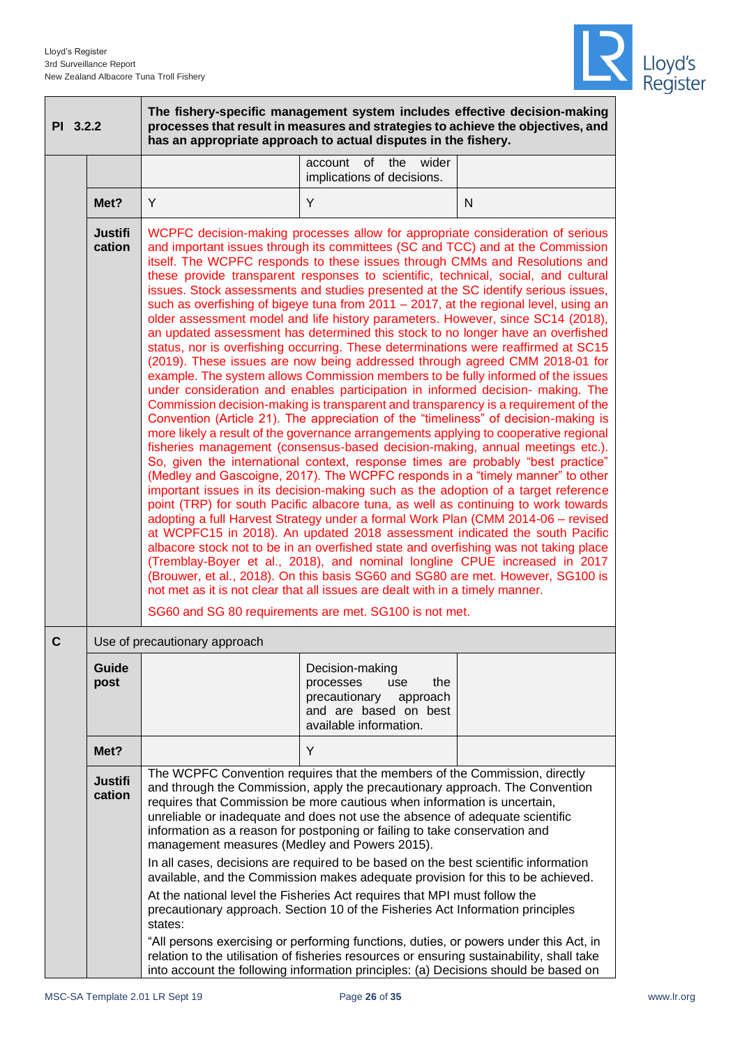| PI 3.2.2 | | The fishery-specific management system includes effective decision-making processes that result in measures and strategies to achieve the objectives, and has an appropriate approach to actual disputes in the fishery. | | |
|---|---|---|---|---|
| | | | account of the wider implications of decisions. | |
| | **Met?** | Y | Y | N |
| | **Justification** | WCPFC decision-making processes allow for appropriate consideration of serious and important issues through its committees (SC and TCC) and at the Commission itself. The WCPFC responds to these issues through CMMs and Resolutions and these provide transparent responses to scientific, technical, social, and cultural issues. Stock assessments and studies presented at the SC identify serious issues, such as overfishing of bigeye tuna from 2011 – 2017, at the regional level, using an older assessment model and life history parameters. However, since SC14 (2018), an updated assessment has determined this stock to no longer have an overfished status, nor is overfishing occurring. These determinations were reaffirmed at SC15 (2019). These issues are now being addressed through agreed CMM 2018-01 for example. The system allows Commission members to be fully informed of the issues under consideration and enables participation in informed decision- making. The Commission decision-making is transparent and transparency is a requirement of the Convention (Article 21). The appreciation of the "timeliness" of decision-making is more likely a result of the governance arrangements applying to cooperative regional fisheries management (consensus-based decision-making, annual meetings etc.). So, given the international context, response times are probably "best practice" (Medley and Gascoigne, 2017). The WCPFC responds in a "timely manner" to other important issues in its decision-making such as the adoption of a target reference point (TRP) for south Pacific albacore tuna, as well as continuing to work towards adopting a full Harvest Strategy under a formal Work Plan (CMM 2014-06 – revised at WCPFC15 in 2018). An updated 2018 assessment indicated the south Pacific albacore stock not to be in an overfished state and overfishing was not taking place (Tremblay-Boyer et al., 2018), and nominal longline CPUE increased in 2017 (Brouwer, et al., 2018). On this basis SG60 and SG80 are met. However, SG100 is not met as it is not clear that all issues are dealt with in a timely manner.<br><br>SG60 and SG 80 requirements are met. SG100 is not met. | | |
| **C** | Use of precautionary approach | | | |
| | **Guide post** | | Decision-making processes use the precautionary approach and are based on best available information. | |
| | **Met?** | | Y | |
| | **Justification** | The WCPFC Convention requires that the members of the Commission, directly and through the Commission, apply the precautionary approach. The Convention requires that Commission be more cautious when information is uncertain, unreliable or inadequate and does not use the absence of adequate scientific information as a reason for postponing or failing to take conservation and management measures (Medley and Powers 2015).<br><br>In all cases, decisions are required to be based on the best scientific information available, and the Commission makes adequate provision for this to be achieved.<br><br>At the national level the Fisheries Act requires that MPI must follow the precautionary approach. Section 10 of the Fisheries Act Information principles states:<br><br>"All persons exercising or performing functions, duties, or powers under this Act, in relation to the utilisation of fisheries resources or ensuring sustainability, shall take into account the following information principles: (a) Decisions should be based on | | |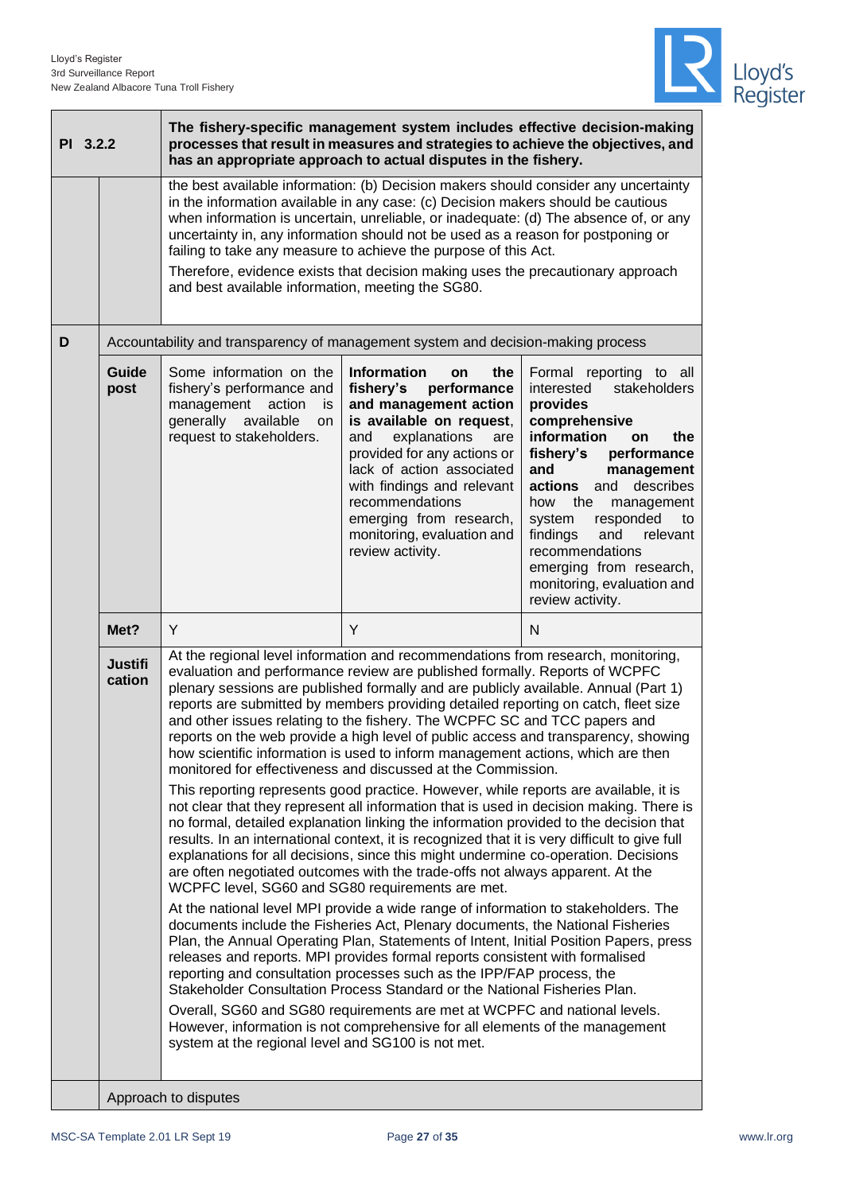| PI 3.2.2 | | The fishery-specific management system includes effective decision-making processes that result in measures and strategies to achieve the objectives, and has an appropriate approach to actual disputes in the fishery. | | |
|---|---|---|---|---|
| | | the best available information: (b) Decision makers should consider any uncertainty in the information available in any case: (c) Decision makers should be cautious when information is uncertain, unreliable, or inadequate: (d) The absence of, or any uncertainty in, any information should not be used as a reason for postponing or failing to take any measure to achieve the purpose of this Act.<br>Therefore, evidence exists that decision making uses the precautionary approach and best available information, meeting the SG80. | | |
| **D** | Accountability and transparency of management system and decision-making process | | | |
| | **Guide post** | Some information on the fishery's performance and management action is generally available on request to stakeholders. | **Information on the fishery's performance and management action is available on request**, and explanations are provided for any actions or lack of action associated with findings and relevant recommendations emerging from research, monitoring, evaluation and review activity. | Formal reporting to all interested stakeholders provides **comprehensive information on the fishery's performance and management actions** and describes how the management system responded to findings and relevant recommendations emerging from research, monitoring, evaluation and review activity. |
| | **Met?** | Y | Y | N |
| | **Justification** | At the regional level information and recommendations from research, monitoring, evaluation and performance review are published formally. Reports of WCPFC plenary sessions are published formally and are publicly available. Annual (Part 1) reports are submitted by members providing detailed reporting on catch, fleet size and other issues relating to the fishery. The WCPFC SC and TCC papers and reports on the web provide a high level of public access and transparency, showing how scientific information is used to inform management actions, which are then monitored for effectiveness and discussed at the Commission.<br>This reporting represents good practice. However, while reports are available, it is not clear that they represent all information that is used in decision making. There is no formal, detailed explanation linking the information provided to the decision that results. In an international context, it is recognized that it is very difficult to give full explanations for all decisions, since this might undermine co-operation. Decisions are often negotiated outcomes with the trade-offs not always apparent. At the WCPFC level, SG60 and SG80 requirements are met.<br>At the national level MPI provide a wide range of information to stakeholders. The documents include the Fisheries Act, Plenary documents, the National Fisheries Plan, the Annual Operating Plan, Statements of Intent, Initial Position Papers, press releases and reports. MPI provides formal reports consistent with formalised reporting and consultation processes such as the IPP/FAP process, the Stakeholder Consultation Process Standard or the National Fisheries Plan.<br>Overall, SG60 and SG80 requirements are met at WCPFC and national levels. However, information is not comprehensive for all elements of the management system at the regional level and SG100 is not met. | | |
| | Approach to disputes | | | |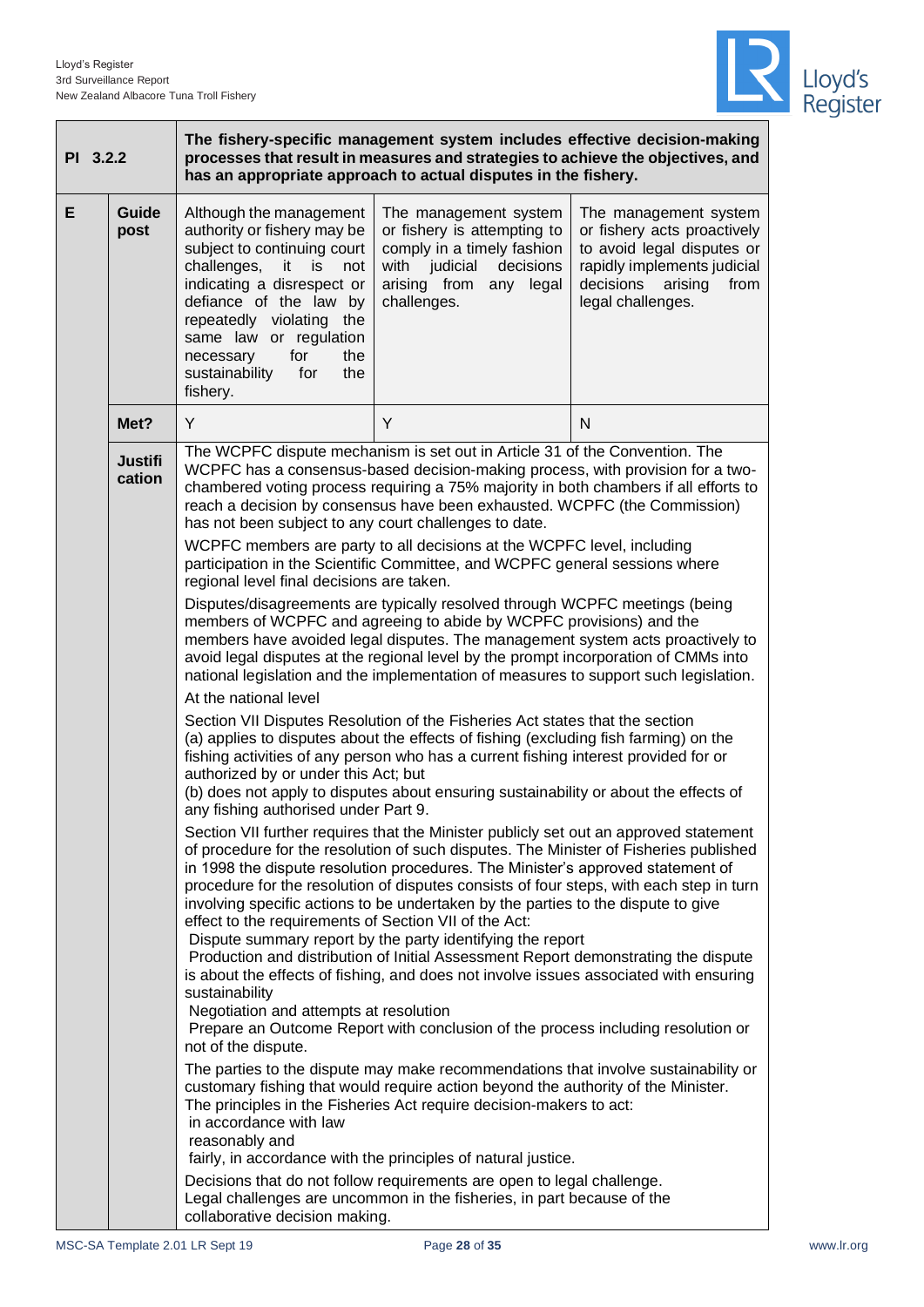| PI 3.2.2 | | The fishery-specific management system includes effective decision-making processes that result in measures and strategies to achieve the objectives, and has an appropriate approach to actual disputes in the fishery. | | |
|---|---|---|---|---|
| E | Guide post | Although the management authority or fishery may be subject to continuing court challenges, it is not indicating a disrespect or defiance of the law by repeatedly violating the same law or regulation necessary for the sustainability for the fishery. | The management system or fishery is attempting to comply in a timely fashion with judicial decisions arising from any legal challenges. | The management system or fishery acts proactively to avoid legal disputes or rapidly implements judicial decisions arising from legal challenges. |
| | Met? | Y | Y | N |
| | Justification | The WCPFC dispute mechanism is set out in Article 31 of the Convention. The WCPFC has a consensus-based decision-making process, with provision for a two-chambered voting process requiring a 75% majority in both chambers if all efforts to reach a decision by consensus have been exhausted. WCPFC (the Commission) has not been subject to any court challenges to date.<br><br>WCPFC members are party to all decisions at the WCPFC level, including participation in the Scientific Committee, and WCPFC general sessions where regional level final decisions are taken.<br><br>Disputes/disagreements are typically resolved through WCPFC meetings (being members of WCPFC and agreeing to abide by WCPFC provisions) and the members have avoided legal disputes. The management system acts proactively to avoid legal disputes at the regional level by the prompt incorporation of CMMs into national legislation and the implementation of measures to support such legislation.<br><br>At the national level<br><br>Section VII Disputes Resolution of the Fisheries Act states that the section<br>(a) applies to disputes about the effects of fishing (excluding fish farming) on the fishing activities of any person who has a current fishing interest provided for or authorized by or under this Act; but<br>(b) does not apply to disputes about ensuring sustainability or about the effects of any fishing authorised under Part 9.<br><br>Section VII further requires that the Minister publicly set out an approved statement of procedure for the resolution of such disputes. The Minister of Fisheries published in 1998 the dispute resolution procedures. The Minister's approved statement of procedure for the resolution of disputes consists of four steps, with each step in turn involving specific actions to be undertaken by the parties to the dispute to give effect to the requirements of Section VII of the Act:<br>Dispute summary report by the party identifying the report<br>Production and distribution of Initial Assessment Report demonstrating the dispute is about the effects of fishing, and does not involve issues associated with ensuring sustainability<br>Negotiation and attempts at resolution<br>Prepare an Outcome Report with conclusion of the process including resolution or not of the dispute.<br><br>The parties to the dispute may make recommendations that involve sustainability or customary fishing that would require action beyond the authority of the Minister.<br>The principles in the Fisheries Act require decision-makers to act:<br>in accordance with law<br>reasonably and<br>fairly, in accordance with the principles of natural justice.<br><br>Decisions that do not follow requirements are open to legal challenge.<br>Legal challenges are uncommon in the fisheries, in part because of the collaborative decision making. | | |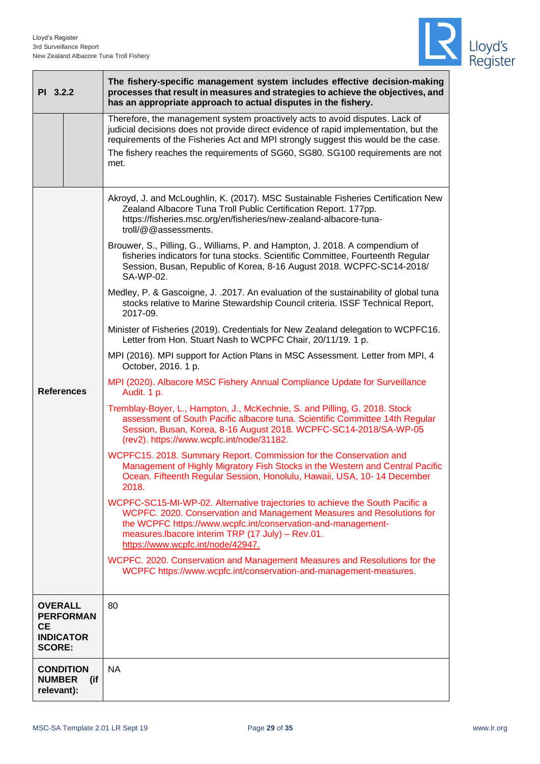| PI 3.2.2 | The fishery-specific management system includes effective decision-making processes that result in measures and strategies to achieve the objectives, and has an appropriate approach to actual disputes in the fishery. |
|---|---|
| | Therefore, the management system proactively acts to avoid disputes. Lack of judicial decisions does not provide direct evidence of rapid implementation, but the requirements of the Fisheries Act and MPI strongly suggest this would be the case.<br><br>The fishery reaches the requirements of SG60, SG80. SG100 requirements are not met. |
| **References** | Akroyd, J. and McLoughlin, K. (2017). MSC Sustainable Fisheries Certification New Zealand Albacore Tuna Troll Public Certification Report. 177pp. https://fisheries.msc.org/en/fisheries/new-zealand-albacore-tuna-troll/@@assessments.<br><br>Brouwer, S., Pilling, G., Williams, P. and Hampton, J. 2018. A compendium of fisheries indicators for tuna stocks. Scientific Committee, Fourteenth Regular Session, Busan, Republic of Korea, 8-16 August 2018. WCPFC-SC14-2018/ SA-WP-02.<br><br>Medley, P. & Gascoigne, J. .2017. An evaluation of the sustainability of global tuna stocks relative to Marine Stewardship Council criteria. ISSF Technical Report, 2017-09.<br><br>Minister of Fisheries (2019). Credentials for New Zealand delegation to WCPFC16. Letter from Hon. Stuart Nash to WCPFC Chair, 20/11/19. 1 p.<br><br>MPI (2016). MPI support for Action Plans in MSC Assessment. Letter from MPI, 4 October, 2016. 1 p.<br><br>MPI (2020). Albacore MSC Fishery Annual Compliance Update for Surveillance Audit. 1 p.<br><br>Tremblay-Boyer, L., Hampton, J., McKechnie, S. and Pilling, G. 2018. Stock assessment of South Pacific albacore tuna. Scientific Committee 14th Regular Session, Busan, Korea, 8-16 August 2018. WCPFC-SC14-2018/SA-WP-05 (rev2). https://www.wcpfc.int/node/31182.<br><br>WCPFC15. 2018. Summary Report. Commission for the Conservation and Management of Highly Migratory Fish Stocks in the Western and Central Pacific Ocean. Fifteenth Regular Session, Honolulu, Hawaii, USA, 10- 14 December 2018.<br><br>WCPFC-SC15-MI-WP-02. Alternative trajectories to achieve the South Pacific a WCPFC. 2020. Conservation and Management Measures and Resolutions for the WCPFC https://www.wcpfc.int/conservation-and-management-measures.lbacore interim TRP (17 July) – Rev.01. https://www.wcpfc.int/node/42947.<br><br>WCPFC. 2020. Conservation and Management Measures and Resolutions for the WCPFC https://www.wcpfc.int/conservation-and-management-measures. |
| **OVERALL PERFORMANCE INDICATOR SCORE:** | 80 |
| **CONDITION NUMBER (if relevant):** | NA |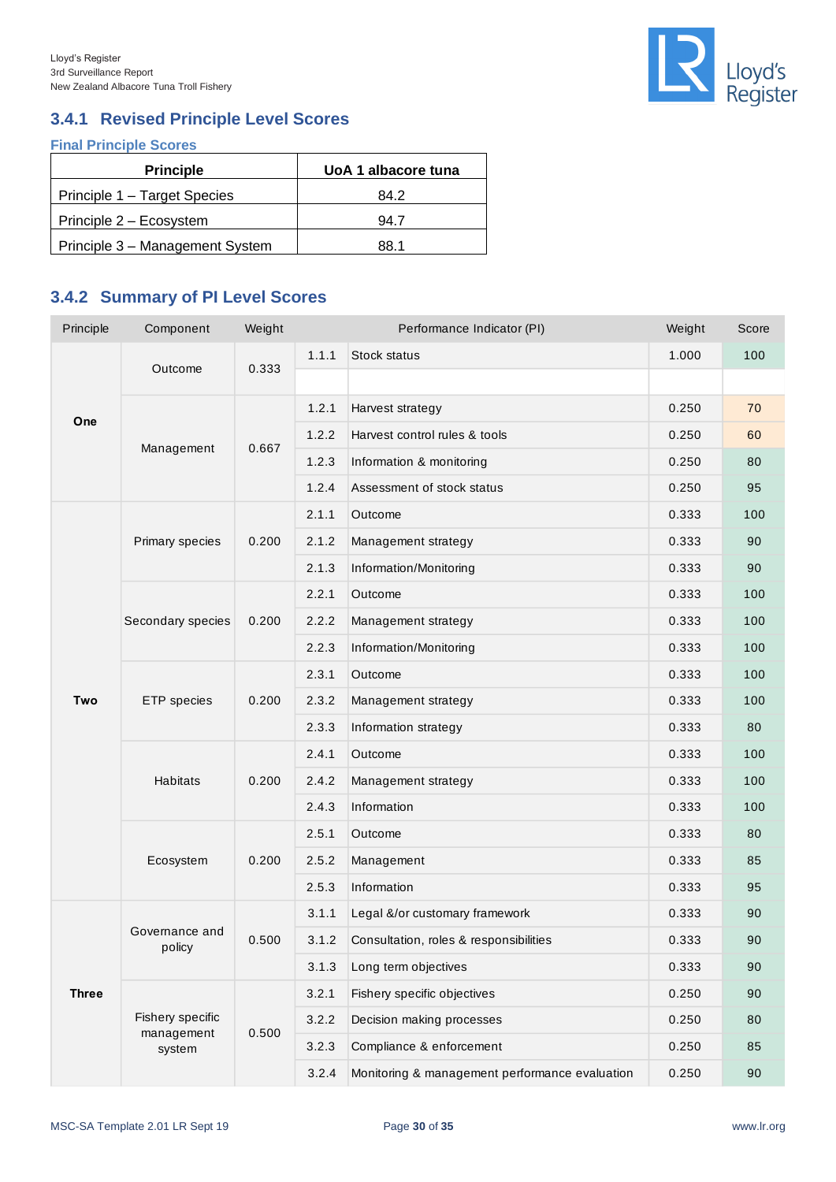### 3.4.1 Revised Principle Level Scores

**Final Principle Scores**

| Principle | UoA 1 albacore tuna |
|---|---|
| Principle 1 – Target Species | 84.2 |
| Principle 2 – Ecosystem | 94.7 |
| Principle 3 – Management System | 88.1 |

### 3.4.2 Summary of PI Level Scores

| Principle | Component | Weight | Performance Indicator (PI) | | Weight | Score |
|---|---|---|---|---|---|---|
| One | Outcome | 0.333 | 1.1.1 | Stock status | 1.000 | 100 |
| | | | | | | |
| | Management | 0.667 | 1.2.1 | Harvest strategy | 0.250 | 70 |
| | | | 1.2.2 | Harvest control rules & tools | 0.250 | 60 |
| | | | 1.2.3 | Information & monitoring | 0.250 | 80 |
| | | | 1.2.4 | Assessment of stock status | 0.250 | 95 |
| Two | Primary species | 0.200 | 2.1.1 | Outcome | 0.333 | 100 |
| | | | 2.1.2 | Management strategy | 0.333 | 90 |
| | | | 2.1.3 | Information/Monitoring | 0.333 | 90 |
| | Secondary species | 0.200 | 2.2.1 | Outcome | 0.333 | 100 |
| | | | 2.2.2 | Management strategy | 0.333 | 100 |
| | | | 2.2.3 | Information/Monitoring | 0.333 | 100 |
| | ETP species | 0.200 | 2.3.1 | Outcome | 0.333 | 100 |
| | | | 2.3.2 | Management strategy | 0.333 | 100 |
| | | | 2.3.3 | Information strategy | 0.333 | 80 |
| | Habitats | 0.200 | 2.4.1 | Outcome | 0.333 | 100 |
| | | | 2.4.2 | Management strategy | 0.333 | 100 |
| | | | 2.4.3 | Information | 0.333 | 100 |
| | Ecosystem | 0.200 | 2.5.1 | Outcome | 0.333 | 80 |
| | | | 2.5.2 | Management | 0.333 | 85 |
| | | | 2.5.3 | Information | 0.333 | 95 |
| Three | Governance and policy | 0.500 | 3.1.1 | Legal &/or customary framework | 0.333 | 90 |
| | | | 3.1.2 | Consultation, roles & responsibilities | 0.333 | 90 |
| | | | 3.1.3 | Long term objectives | 0.333 | 90 |
| | Fishery specific management system | 0.500 | 3.2.1 | Fishery specific objectives | 0.250 | 90 |
| | | | 3.2.2 | Decision making processes | 0.250 | 80 |
| | | | 3.2.3 | Compliance & enforcement | 0.250 | 85 |
| | | | 3.2.4 | Monitoring & management performance evaluation | 0.250 | 90 |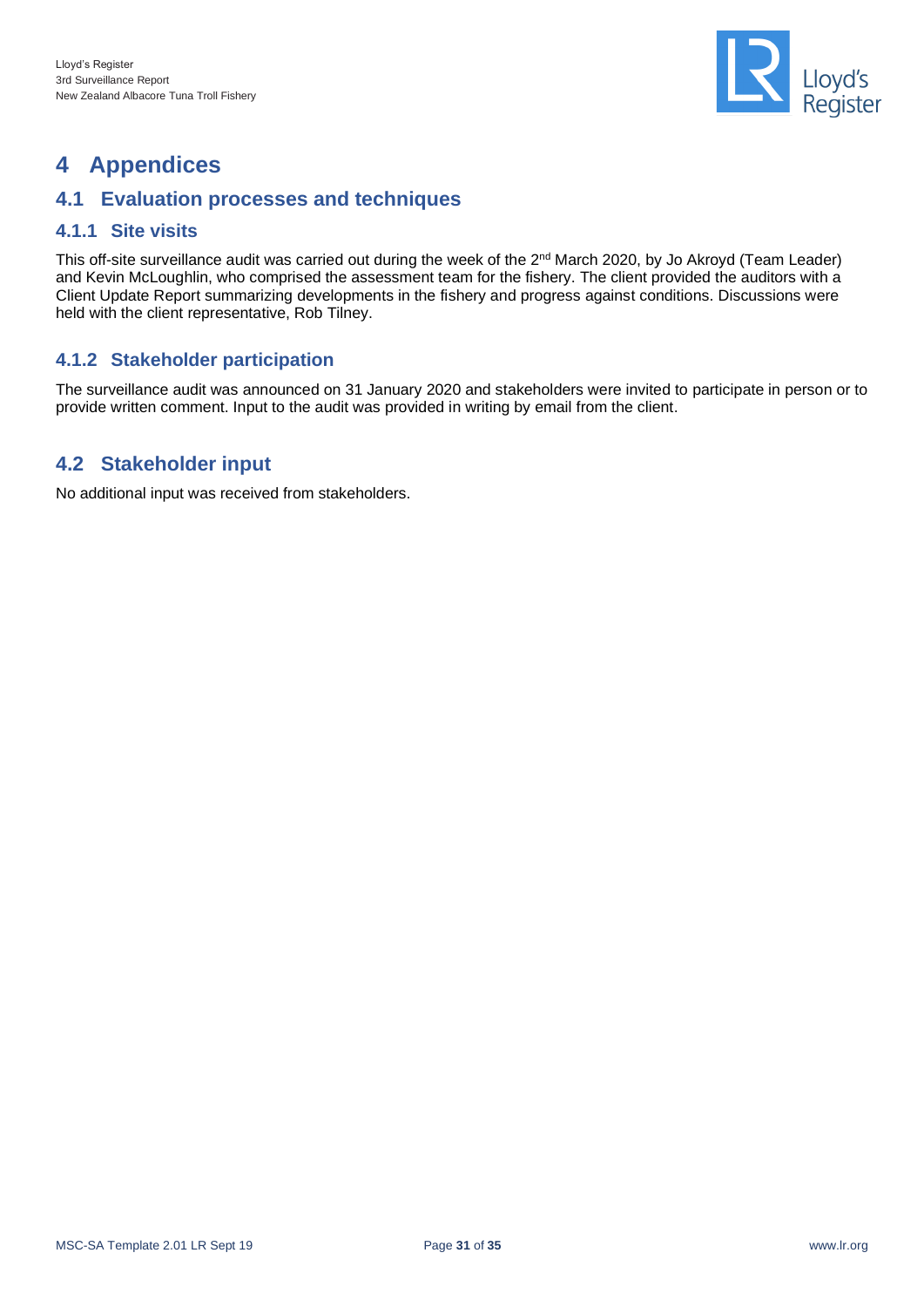# 4 Appendices

## 4.1 Evaluation processes and techniques

### 4.1.1 Site visits

This off-site surveillance audit was carried out during the week of the 2nd March 2020, by Jo Akroyd (Team Leader) and Kevin McLoughlin, who comprised the assessment team for the fishery. The client provided the auditors with a Client Update Report summarizing developments in the fishery and progress against conditions. Discussions were held with the client representative, Rob Tilney.

### 4.1.2 Stakeholder participation

The surveillance audit was announced on 31 January 2020 and stakeholders were invited to participate in person or to provide written comment. Input to the audit was provided in writing by email from the client.

## 4.2 Stakeholder input

No additional input was received from stakeholders.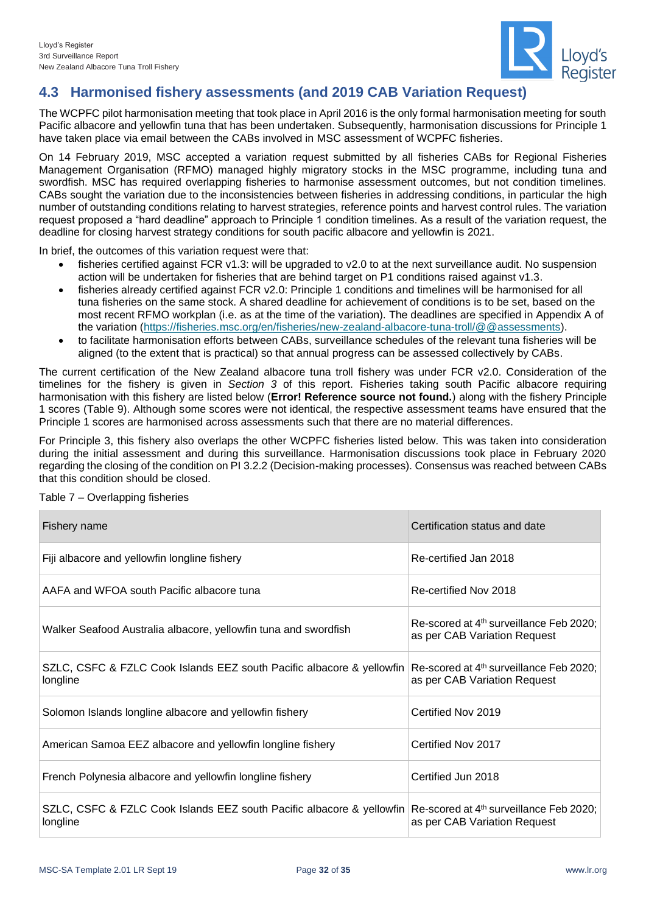## 4.3 Harmonised fishery assessments (and 2019 CAB Variation Request)

The WCPFC pilot harmonisation meeting that took place in April 2016 is the only formal harmonisation meeting for south Pacific albacore and yellowfin tuna that has been undertaken. Subsequently, harmonisation discussions for Principle 1 have taken place via email between the CABs involved in MSC assessment of WCPFC fisheries.

On 14 February 2019, MSC accepted a variation request submitted by all fisheries CABs for Regional Fisheries Management Organisation (RFMO) managed highly migratory stocks in the MSC programme, including tuna and swordfish. MSC has required overlapping fisheries to harmonise assessment outcomes, but not condition timelines. CABs sought the variation due to the inconsistencies between fisheries in addressing conditions, in particular the high number of outstanding conditions relating to harvest strategies, reference points and harvest control rules. The variation request proposed a "hard deadline" approach to Principle 1 condition timelines. As a result of the variation request, the deadline for closing harvest strategy conditions for south pacific albacore and yellowfin is 2021.

In brief, the outcomes of this variation request were that:

- fisheries certified against FCR v1.3: will be upgraded to v2.0 to at the next surveillance audit. No suspension action will be undertaken for fisheries that are behind target on P1 conditions raised against v1.3.
- fisheries already certified against FCR v2.0: Principle 1 conditions and timelines will be harmonised for all tuna fisheries on the same stock. A shared deadline for achievement of conditions is to be set, based on the most recent RFMO workplan (i.e. as at the time of the variation). The deadlines are specified in Appendix A of the variation (https://fisheries.msc.org/en/fisheries/new-zealand-albacore-tuna-troll/@@assessments).
- to facilitate harmonisation efforts between CABs, surveillance schedules of the relevant tuna fisheries will be aligned (to the extent that is practical) so that annual progress can be assessed collectively by CABs.

The current certification of the New Zealand albacore tuna troll fishery was under FCR v2.0. Consideration of the timelines for the fishery is given in *Section 3* of this report. Fisheries taking south Pacific albacore requiring harmonisation with this fishery are listed below (**Error! Reference source not found.**) along with the fishery Principle 1 scores (Table 9). Although some scores were not identical, the respective assessment teams have ensured that the Principle 1 scores are harmonised across assessments such that there are no material differences.

For Principle 3, this fishery also overlaps the other WCPFC fisheries listed below. This was taken into consideration during the initial assessment and during this surveillance. Harmonisation discussions took place in February 2020 regarding the closing of the condition on PI 3.2.2 (Decision-making processes). Consensus was reached between CABs that this condition should be closed.

Table 7 – Overlapping fisheries

| Fishery name | Certification status and date |
|---|---|
| Fiji albacore and yellowfin longline fishery | Re-certified Jan 2018 |
| AAFA and WFOA south Pacific albacore tuna | Re-certified Nov 2018 |
| Walker Seafood Australia albacore, yellowfin tuna and swordfish | Re-scored at 4th surveillance Feb 2020; as per CAB Variation Request |
| SZLC, CSFC & FZLC Cook Islands EEZ south Pacific albacore & yellowfin longline | Re-scored at 4th surveillance Feb 2020; as per CAB Variation Request |
| Solomon Islands longline albacore and yellowfin fishery | Certified Nov 2019 |
| American Samoa EEZ albacore and yellowfin longline fishery | Certified Nov 2017 |
| French Polynesia albacore and yellowfin longline fishery | Certified Jun 2018 |
| SZLC, CSFC & FZLC Cook Islands EEZ south Pacific albacore & yellowfin longline | Re-scored at 4th surveillance Feb 2020; as per CAB Variation Request |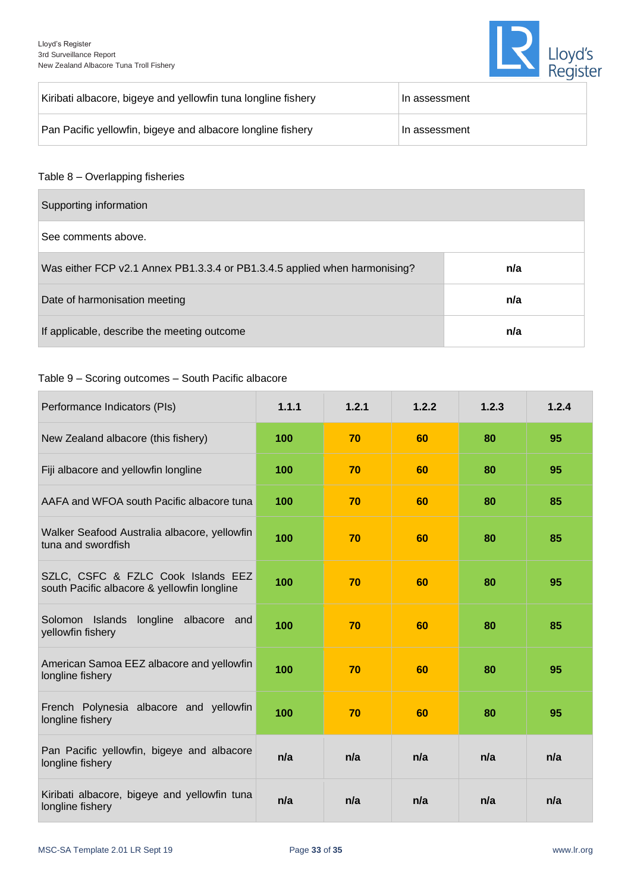| Kiribati albacore, bigeye and yellowfin tuna longline fishery | In assessment |
| --- | --- |
| Pan Pacific yellowfin, bigeye and albacore longline fishery | In assessment |

Table 8 – Overlapping fisheries

| Supporting information | |
| --- | --- |
| See comments above. | |
| Was either FCP v2.1 Annex PB1.3.3.4 or PB1.3.4.5 applied when harmonising? | **n/a** |
| Date of harmonisation meeting | **n/a** |
| If applicable, describe the meeting outcome | **n/a** |

Table 9 – Scoring outcomes – South Pacific albacore

| Performance Indicators (PIs) | 1.1.1 | 1.2.1 | 1.2.2 | 1.2.3 | 1.2.4 |
| --- | --- | --- | --- | --- | --- |
| New Zealand albacore (this fishery) | **100** | **70** | **60** | **80** | **95** |
| Fiji albacore and yellowfin longline | **100** | **70** | **60** | **80** | **95** |
| AAFA and WFOA south Pacific albacore tuna | **100** | **70** | **60** | **80** | **85** |
| Walker Seafood Australia albacore, yellowfin tuna and swordfish | **100** | **70** | **60** | **80** | **85** |
| SZLC, CSFC & FZLC Cook Islands EEZ south Pacific albacore & yellowfin longline | **100** | **70** | **60** | **80** | **95** |
| Solomon Islands longline albacore and yellowfin fishery | **100** | **70** | **60** | **80** | **85** |
| American Samoa EEZ albacore and yellowfin longline fishery | **100** | **70** | **60** | **80** | **95** |
| French Polynesia albacore and yellowfin longline fishery | **100** | **70** | **60** | **80** | **95** |
| Pan Pacific yellowfin, bigeye and albacore longline fishery | **n/a** | **n/a** | **n/a** | **n/a** | **n/a** |
| Kiribati albacore, bigeye and yellowfin tuna longline fishery | **n/a** | **n/a** | **n/a** | **n/a** | **n/a** |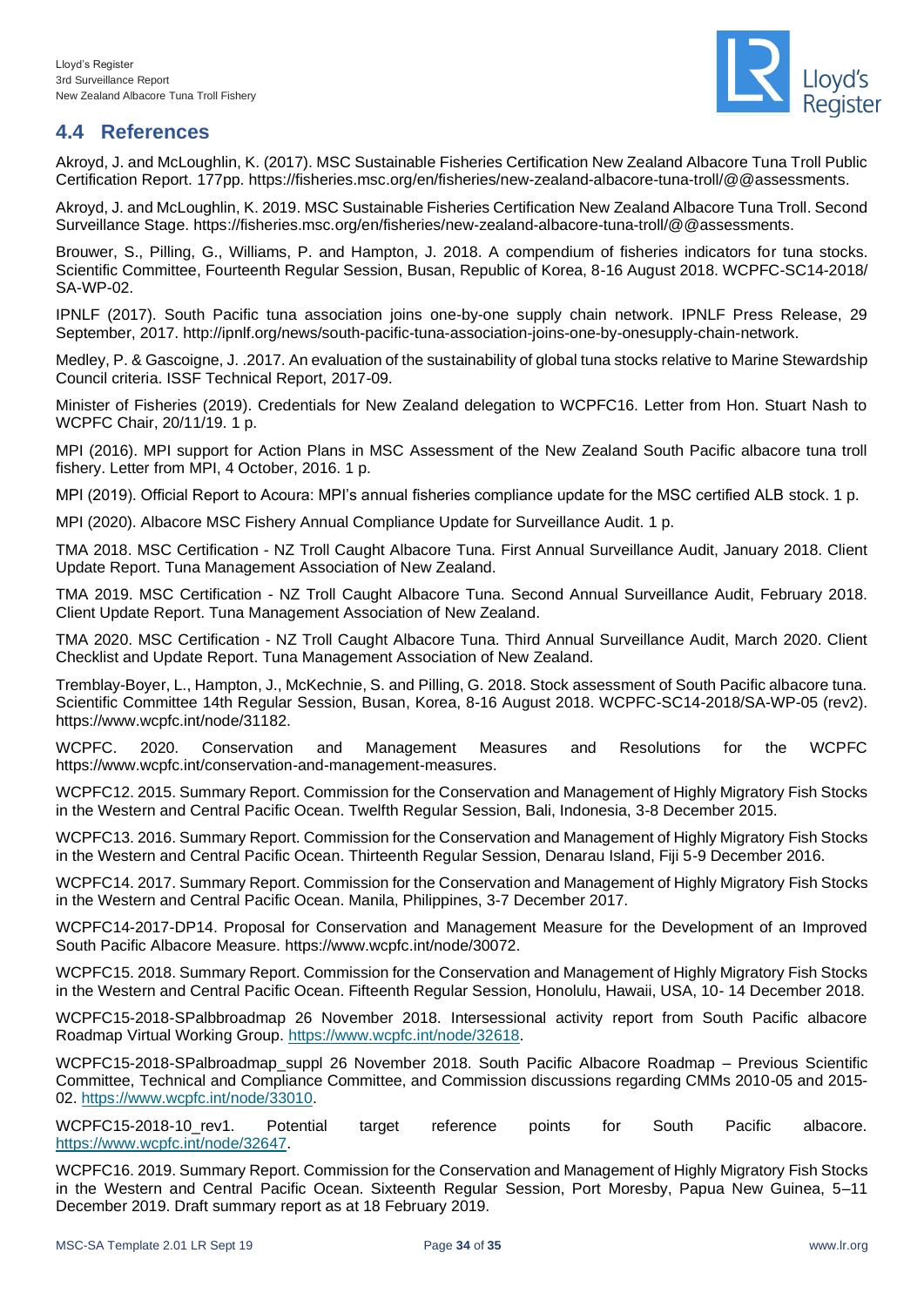## 4.4 References

Akroyd, J. and McLoughlin, K. (2017). MSC Sustainable Fisheries Certification New Zealand Albacore Tuna Troll Public Certification Report. 177pp. https://fisheries.msc.org/en/fisheries/new-zealand-albacore-tuna-troll/@@assessments.

Akroyd, J. and McLoughlin, K. 2019. MSC Sustainable Fisheries Certification New Zealand Albacore Tuna Troll. Second Surveillance Stage. https://fisheries.msc.org/en/fisheries/new-zealand-albacore-tuna-troll/@@assessments.

Brouwer, S., Pilling, G., Williams, P. and Hampton, J. 2018. A compendium of fisheries indicators for tuna stocks. Scientific Committee, Fourteenth Regular Session, Busan, Republic of Korea, 8-16 August 2018. WCPFC-SC14-2018/ SA-WP-02.

IPNLF (2017). South Pacific tuna association joins one-by-one supply chain network. IPNLF Press Release, 29 September, 2017. http://ipnlf.org/news/south-pacific-tuna-association-joins-one-by-onesupply-chain-network.

Medley, P. & Gascoigne, J. .2017. An evaluation of the sustainability of global tuna stocks relative to Marine Stewardship Council criteria. ISSF Technical Report, 2017-09.

Minister of Fisheries (2019). Credentials for New Zealand delegation to WCPFC16. Letter from Hon. Stuart Nash to WCPFC Chair, 20/11/19. 1 p.

MPI (2016). MPI support for Action Plans in MSC Assessment of the New Zealand South Pacific albacore tuna troll fishery. Letter from MPI, 4 October, 2016. 1 p.

MPI (2019). Official Report to Acoura: MPI's annual fisheries compliance update for the MSC certified ALB stock. 1 p.

MPI (2020). Albacore MSC Fishery Annual Compliance Update for Surveillance Audit. 1 p.

TMA 2018. MSC Certification - NZ Troll Caught Albacore Tuna. First Annual Surveillance Audit, January 2018. Client Update Report. Tuna Management Association of New Zealand.

TMA 2019. MSC Certification - NZ Troll Caught Albacore Tuna. Second Annual Surveillance Audit, February 2018. Client Update Report. Tuna Management Association of New Zealand.

TMA 2020. MSC Certification - NZ Troll Caught Albacore Tuna. Third Annual Surveillance Audit, March 2020. Client Checklist and Update Report. Tuna Management Association of New Zealand.

Tremblay-Boyer, L., Hampton, J., McKechnie, S. and Pilling, G. 2018. Stock assessment of South Pacific albacore tuna. Scientific Committee 14th Regular Session, Busan, Korea, 8-16 August 2018. WCPFC-SC14-2018/SA-WP-05 (rev2). https://www.wcpfc.int/node/31182.

WCPFC. 2020. Conservation and Management Measures and Resolutions for the WCPFC https://www.wcpfc.int/conservation-and-management-measures.

WCPFC12. 2015. Summary Report. Commission for the Conservation and Management of Highly Migratory Fish Stocks in the Western and Central Pacific Ocean. Twelfth Regular Session, Bali, Indonesia, 3-8 December 2015.

WCPFC13. 2016. Summary Report. Commission for the Conservation and Management of Highly Migratory Fish Stocks in the Western and Central Pacific Ocean. Thirteenth Regular Session, Denarau Island, Fiji 5-9 December 2016.

WCPFC14. 2017. Summary Report. Commission for the Conservation and Management of Highly Migratory Fish Stocks in the Western and Central Pacific Ocean. Manila, Philippines, 3-7 December 2017.

WCPFC14-2017-DP14. Proposal for Conservation and Management Measure for the Development of an Improved South Pacific Albacore Measure. https://www.wcpfc.int/node/30072.

WCPFC15. 2018. Summary Report. Commission for the Conservation and Management of Highly Migratory Fish Stocks in the Western and Central Pacific Ocean. Fifteenth Regular Session, Honolulu, Hawaii, USA, 10- 14 December 2018.

WCPFC15-2018-SPalbbroadmap 26 November 2018. Intersessional activity report from South Pacific albacore Roadmap Virtual Working Group. https://www.wcpfc.int/node/32618.

WCPFC15-2018-SPalbroadmap_suppl 26 November 2018. South Pacific Albacore Roadmap – Previous Scientific Committee, Technical and Compliance Committee, and Commission discussions regarding CMMs 2010-05 and 2015-02. https://www.wcpfc.int/node/33010.

WCPFC15-2018-10_rev1. Potential target reference points for South Pacific albacore. https://www.wcpfc.int/node/32647.

WCPFC16. 2019. Summary Report. Commission for the Conservation and Management of Highly Migratory Fish Stocks in the Western and Central Pacific Ocean. Sixteenth Regular Session, Port Moresby, Papua New Guinea, 5–11 December 2019. Draft summary report as at 18 February 2019.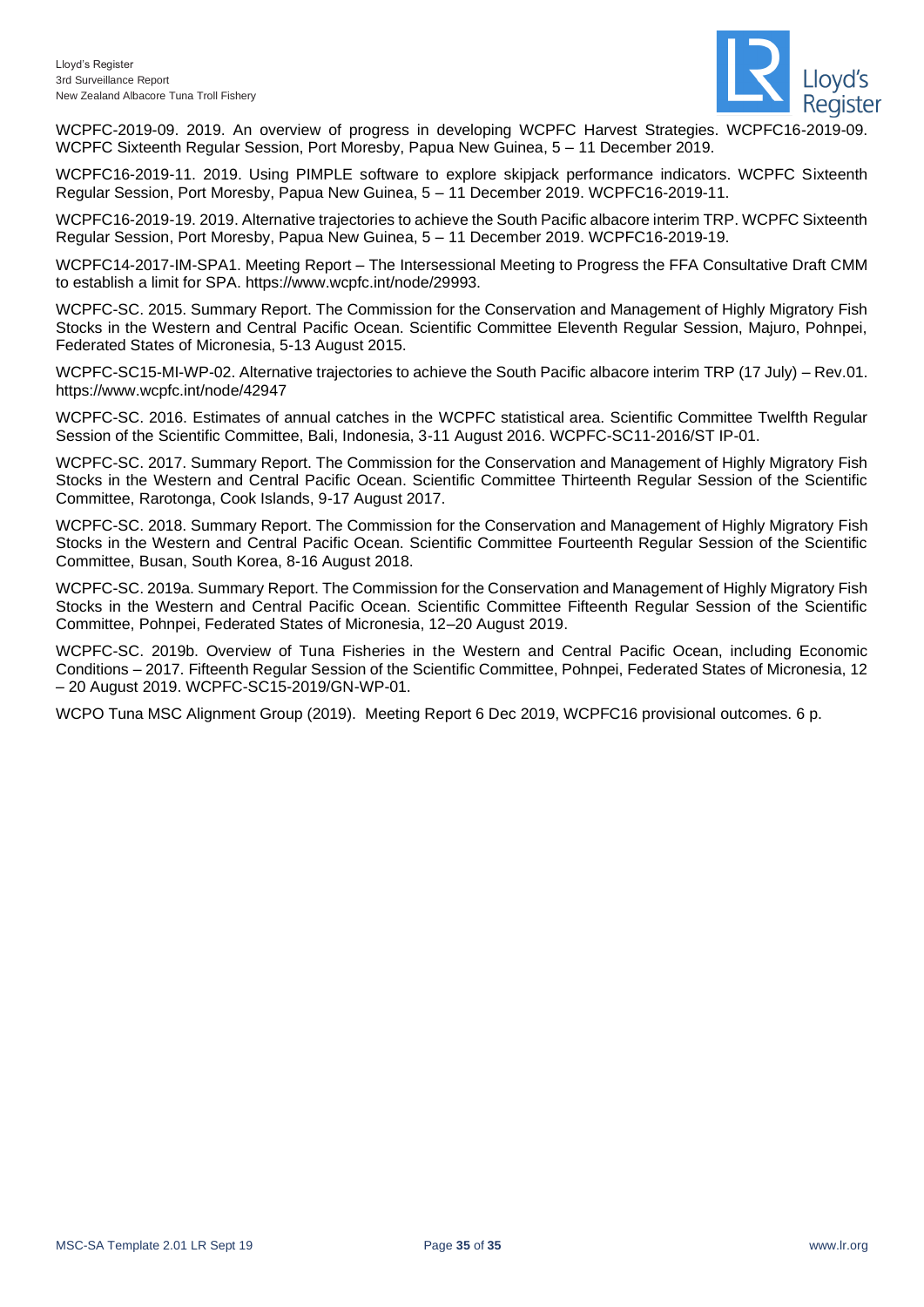WCPFC-2019-09. 2019. An overview of progress in developing WCPFC Harvest Strategies. WCPFC16-2019-09. WCPFC Sixteenth Regular Session, Port Moresby, Papua New Guinea, 5 – 11 December 2019.

WCPFC16-2019-11. 2019. Using PIMPLE software to explore skipjack performance indicators. WCPFC Sixteenth Regular Session, Port Moresby, Papua New Guinea, 5 – 11 December 2019. WCPFC16-2019-11.

WCPFC16-2019-19. 2019. Alternative trajectories to achieve the South Pacific albacore interim TRP. WCPFC Sixteenth Regular Session, Port Moresby, Papua New Guinea, 5 – 11 December 2019. WCPFC16-2019-19.

WCPFC14-2017-IM-SPA1. Meeting Report – The Intersessional Meeting to Progress the FFA Consultative Draft CMM to establish a limit for SPA. https://www.wcpfc.int/node/29993.

WCPFC-SC. 2015. Summary Report. The Commission for the Conservation and Management of Highly Migratory Fish Stocks in the Western and Central Pacific Ocean. Scientific Committee Eleventh Regular Session, Majuro, Pohnpei, Federated States of Micronesia, 5-13 August 2015.

WCPFC-SC15-MI-WP-02. Alternative trajectories to achieve the South Pacific albacore interim TRP (17 July) – Rev.01. https://www.wcpfc.int/node/42947

WCPFC-SC. 2016. Estimates of annual catches in the WCPFC statistical area. Scientific Committee Twelfth Regular Session of the Scientific Committee, Bali, Indonesia, 3-11 August 2016. WCPFC-SC11-2016/ST IP-01.

WCPFC-SC. 2017. Summary Report. The Commission for the Conservation and Management of Highly Migratory Fish Stocks in the Western and Central Pacific Ocean. Scientific Committee Thirteenth Regular Session of the Scientific Committee, Rarotonga, Cook Islands, 9-17 August 2017.

WCPFC-SC. 2018. Summary Report. The Commission for the Conservation and Management of Highly Migratory Fish Stocks in the Western and Central Pacific Ocean. Scientific Committee Fourteenth Regular Session of the Scientific Committee, Busan, South Korea, 8-16 August 2018.

WCPFC-SC. 2019a. Summary Report. The Commission for the Conservation and Management of Highly Migratory Fish Stocks in the Western and Central Pacific Ocean. Scientific Committee Fifteenth Regular Session of the Scientific Committee, Pohnpei, Federated States of Micronesia, 12–20 August 2019.

WCPFC-SC. 2019b. Overview of Tuna Fisheries in the Western and Central Pacific Ocean, including Economic Conditions – 2017. Fifteenth Regular Session of the Scientific Committee, Pohnpei, Federated States of Micronesia, 12 – 20 August 2019. WCPFC-SC15-2019/GN-WP-01.

WCPO Tuna MSC Alignment Group (2019). Meeting Report 6 Dec 2019, WCPFC16 provisional outcomes. 6 p.